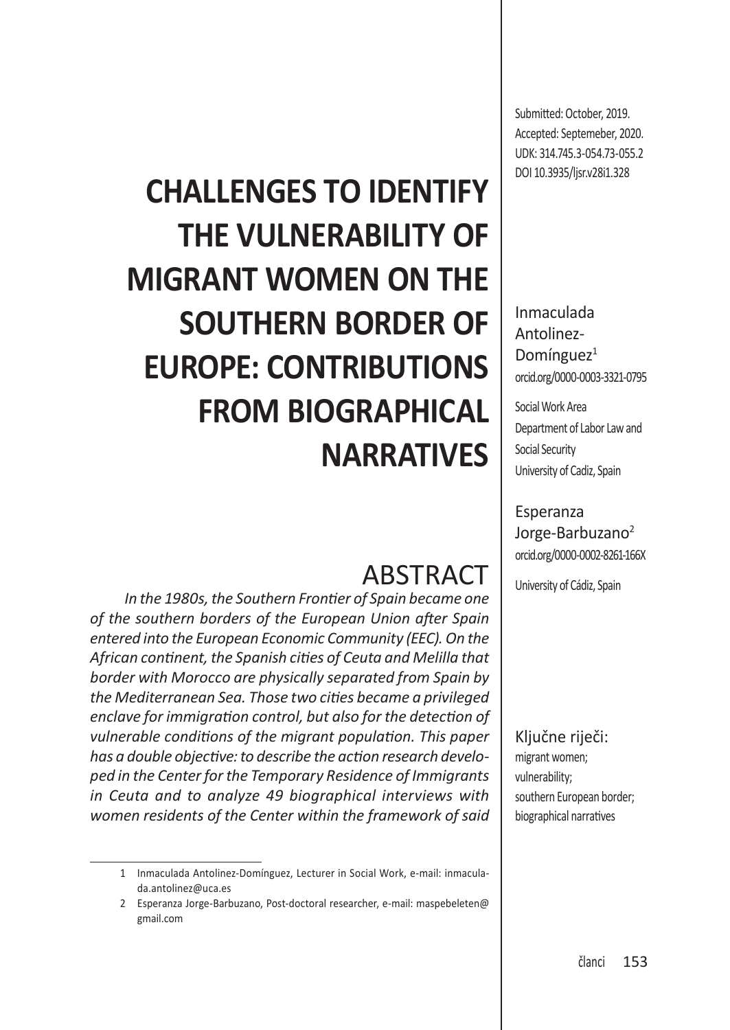Submitted: October, 2019.
Accepted: Septemeber, 2020.
UDK: 314.745.3-054.73-055.2
DOI 10.3935/ljsr.v28i1.328

# CHALLENGES TO IDENTIFY THE VULNERABILITY OF MIGRANT WOMEN ON THE SOUTHERN BORDER OF EUROPE: CONTRIBUTIONS FROM BIOGRAPHICAL NARRATIVES

Inmaculada Antolinez-Domínguez[1]
orcid.org/0000-0003-3321-0795

Social Work Area
Department of Labor Law and Social Security
University of Cadiz, Spain

Esperanza Jorge-Barbuzano[2]
orcid.org/0000-0002-8261-166X

University of Cádiz, Spain

## ABSTRACT

*In the 1980s, the Southern Frontier of Spain became one of the southern borders of the European Union after Spain entered into the European Economic Community (EEC). On the African continent, the Spanish cities of Ceuta and Melilla that border with Morocco are physically separated from Spain by the Mediterranean Sea. Those two cities became a privileged enclave for immigration control, but also for the detection of vulnerable conditions of the migrant population. This paper has a double objective: to describe the action research developed in the Center for the Temporary Residence of Immigrants in Ceuta and to analyze 49 biographical interviews with women residents of the Center within the framework of said*

Ključne riječi:
migrant women;
vulnerability;
southern European border;
biographical narratives

---

1 Inmaculada Antolinez-Domínguez, Lecturer in Social Work, e-mail: inmaculada.antolinez@uca.es

2 Esperanza Jorge-Barbuzano, Post-doctoral researcher, e-mail: maspebeleten@gmail.com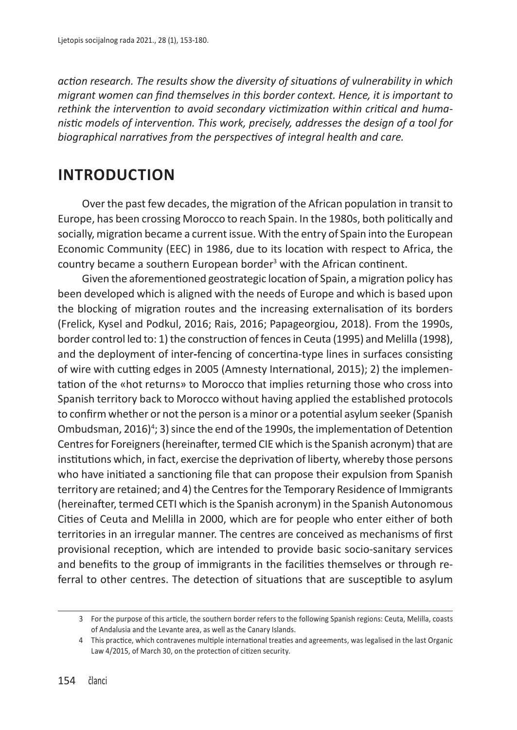*action research. The results show the diversity of situations of vulnerability in which migrant women can find themselves in this border context. Hence, it is important to rethink the intervention to avoid secondary victimization within critical and humanistic models of intervention. This work, precisely, addresses the design of a tool for biographical narratives from the perspectives of integral health and care.*

## INTRODUCTION

Over the past few decades, the migration of the African population in transit to Europe, has been crossing Morocco to reach Spain. In the 1980s, both politically and socially, migration became a current issue. With the entry of Spain into the European Economic Community (EEC) in 1986, due to its location with respect to Africa, the country became a southern European border[3] with the African continent.

Given the aforementioned geostrategic location of Spain, a migration policy has been developed which is aligned with the needs of Europe and which is based upon the blocking of migration routes and the increasing externalisation of its borders (Frelick, Kysel and Podkul, 2016; Rais, 2016; Papageorgiou, 2018). From the 1990s, border control led to: 1) the construction of fences in Ceuta (1995) and Melilla (1998), and the deployment of inter-fencing of concertina-type lines in surfaces consisting of wire with cutting edges in 2005 (Amnesty International, 2015); 2) the implementation of the «hot returns» to Morocco that implies returning those who cross into Spanish territory back to Morocco without having applied the established protocols to confirm whether or not the person is a minor or a potential asylum seeker (Spanish Ombudsman, 2016)[4]; 3) since the end of the 1990s, the implementation of Detention Centres for Foreigners (hereinafter, termed CIE which is the Spanish acronym) that are institutions which, in fact, exercise the deprivation of liberty, whereby those persons who have initiated a sanctioning file that can propose their expulsion from Spanish territory are retained; and 4) the Centres for the Temporary Residence of Immigrants (hereinafter, termed CETI which is the Spanish acronym) in the Spanish Autonomous Cities of Ceuta and Melilla in 2000, which are for people who enter either of both territories in an irregular manner. The centres are conceived as mechanisms of first provisional reception, which are intended to provide basic socio-sanitary services and benefits to the group of immigrants in the facilities themselves or through referral to other centres. The detection of situations that are susceptible to asylum

---

3 For the purpose of this article, the southern border refers to the following Spanish regions: Ceuta, Melilla, coasts of Andalusia and the Levante area, as well as the Canary Islands.

4 This practice, which contravenes multiple international treaties and agreements, was legalised in the last Organic Law 4/2015, of March 30, on the protection of citizen security.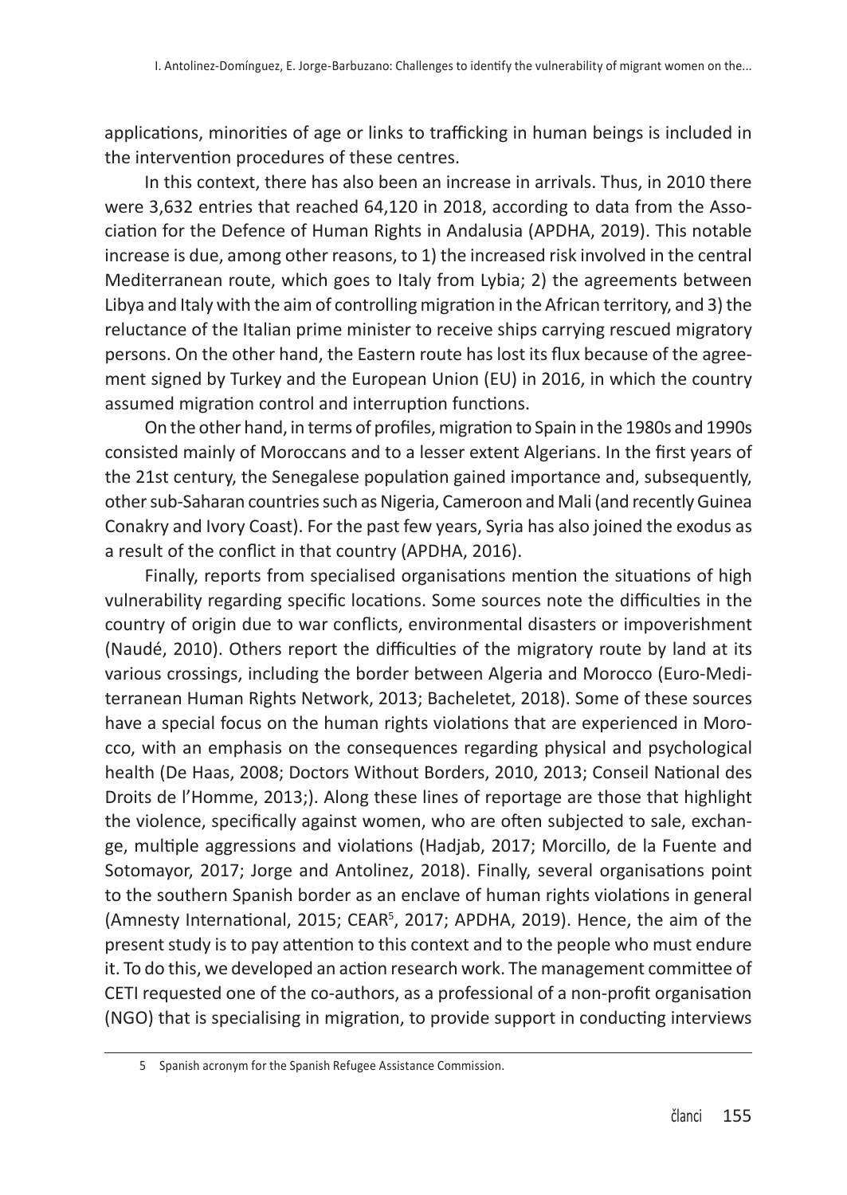applications, minorities of age or links to trafficking in human beings is included in the intervention procedures of these centres.

In this context, there has also been an increase in arrivals. Thus, in 2010 there were 3,632 entries that reached 64,120 in 2018, according to data from the Association for the Defence of Human Rights in Andalusia (APDHA, 2019). This notable increase is due, among other reasons, to 1) the increased risk involved in the central Mediterranean route, which goes to Italy from Lybia; 2) the agreements between Libya and Italy with the aim of controlling migration in the African territory, and 3) the reluctance of the Italian prime minister to receive ships carrying rescued migratory persons. On the other hand, the Eastern route has lost its flux because of the agreement signed by Turkey and the European Union (EU) in 2016, in which the country assumed migration control and interruption functions.

On the other hand, in terms of profiles, migration to Spain in the 1980s and 1990s consisted mainly of Moroccans and to a lesser extent Algerians. In the first years of the 21st century, the Senegalese population gained importance and, subsequently, other sub-Saharan countries such as Nigeria, Cameroon and Mali (and recently Guinea Conakry and Ivory Coast). For the past few years, Syria has also joined the exodus as a result of the conflict in that country (APDHA, 2016).

Finally, reports from specialised organisations mention the situations of high vulnerability regarding specific locations. Some sources note the difficulties in the country of origin due to war conflicts, environmental disasters or impoverishment (Naudé, 2010). Others report the difficulties of the migratory route by land at its various crossings, including the border between Algeria and Morocco (Euro-Mediterranean Human Rights Network, 2013; Bacheletet, 2018). Some of these sources have a special focus on the human rights violations that are experienced in Morocco, with an emphasis on the consequences regarding physical and psychological health (De Haas, 2008; Doctors Without Borders, 2010, 2013; Conseil National des Droits de l'Homme, 2013;). Along these lines of reportage are those that highlight the violence, specifically against women, who are often subjected to sale, exchange, multiple aggressions and violations (Hadjab, 2017; Morcillo, de la Fuente and Sotomayor, 2017; Jorge and Antolinez, 2018). Finally, several organisations point to the southern Spanish border as an enclave of human rights violations in general (Amnesty International, 2015; CEAR[5], 2017; APDHA, 2019). Hence, the aim of the present study is to pay attention to this context and to the people who must endure it. To do this, we developed an action research work. The management committee of CETI requested one of the co-authors, as a professional of a non-profit organisation (NGO) that is specialising in migration, to provide support in conducting interviews

5 Spanish acronym for the Spanish Refugee Assistance Commission.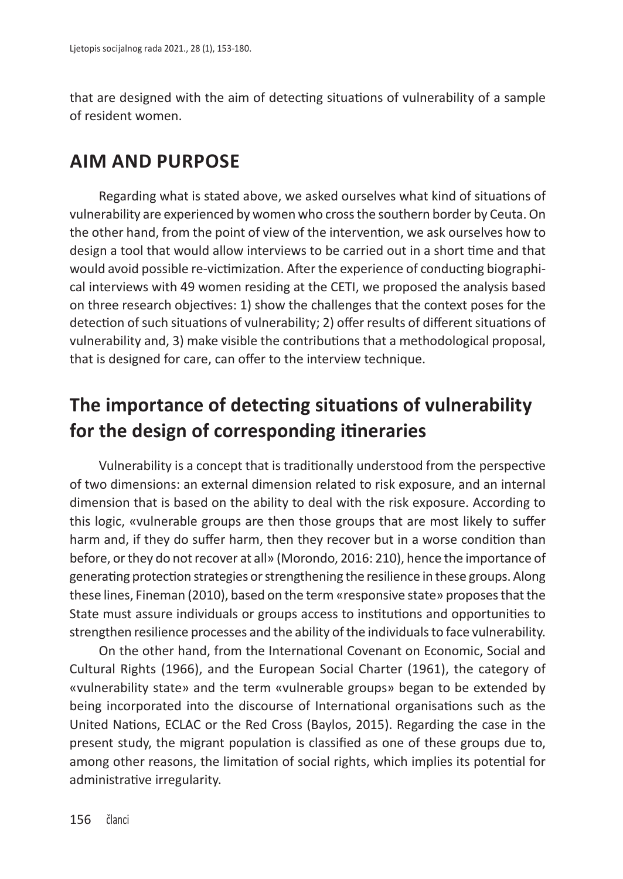that are designed with the aim of detecting situations of vulnerability of a sample of resident women.

## AIM AND PURPOSE

Regarding what is stated above, we asked ourselves what kind of situations of vulnerability are experienced by women who cross the southern border by Ceuta. On the other hand, from the point of view of the intervention, we ask ourselves how to design a tool that would allow interviews to be carried out in a short time and that would avoid possible re-victimization. After the experience of conducting biographical interviews with 49 women residing at the CETI, we proposed the analysis based on three research objectives: 1) show the challenges that the context poses for the detection of such situations of vulnerability; 2) offer results of different situations of vulnerability and, 3) make visible the contributions that a methodological proposal, that is designed for care, can offer to the interview technique.

## The importance of detecting situations of vulnerability for the design of corresponding itineraries

Vulnerability is a concept that is traditionally understood from the perspective of two dimensions: an external dimension related to risk exposure, and an internal dimension that is based on the ability to deal with the risk exposure. According to this logic, «vulnerable groups are then those groups that are most likely to suffer harm and, if they do suffer harm, then they recover but in a worse condition than before, or they do not recover at all» (Morondo, 2016: 210), hence the importance of generating protection strategies or strengthening the resilience in these groups. Along these lines, Fineman (2010), based on the term «responsive state» proposes that the State must assure individuals or groups access to institutions and opportunities to strengthen resilience processes and the ability of the individuals to face vulnerability.

On the other hand, from the International Covenant on Economic, Social and Cultural Rights (1966), and the European Social Charter (1961), the category of «vulnerability state» and the term «vulnerable groups» began to be extended by being incorporated into the discourse of International organisations such as the United Nations, ECLAC or the Red Cross (Baylos, 2015). Regarding the case in the present study, the migrant population is classified as one of these groups due to, among other reasons, the limitation of social rights, which implies its potential for administrative irregularity.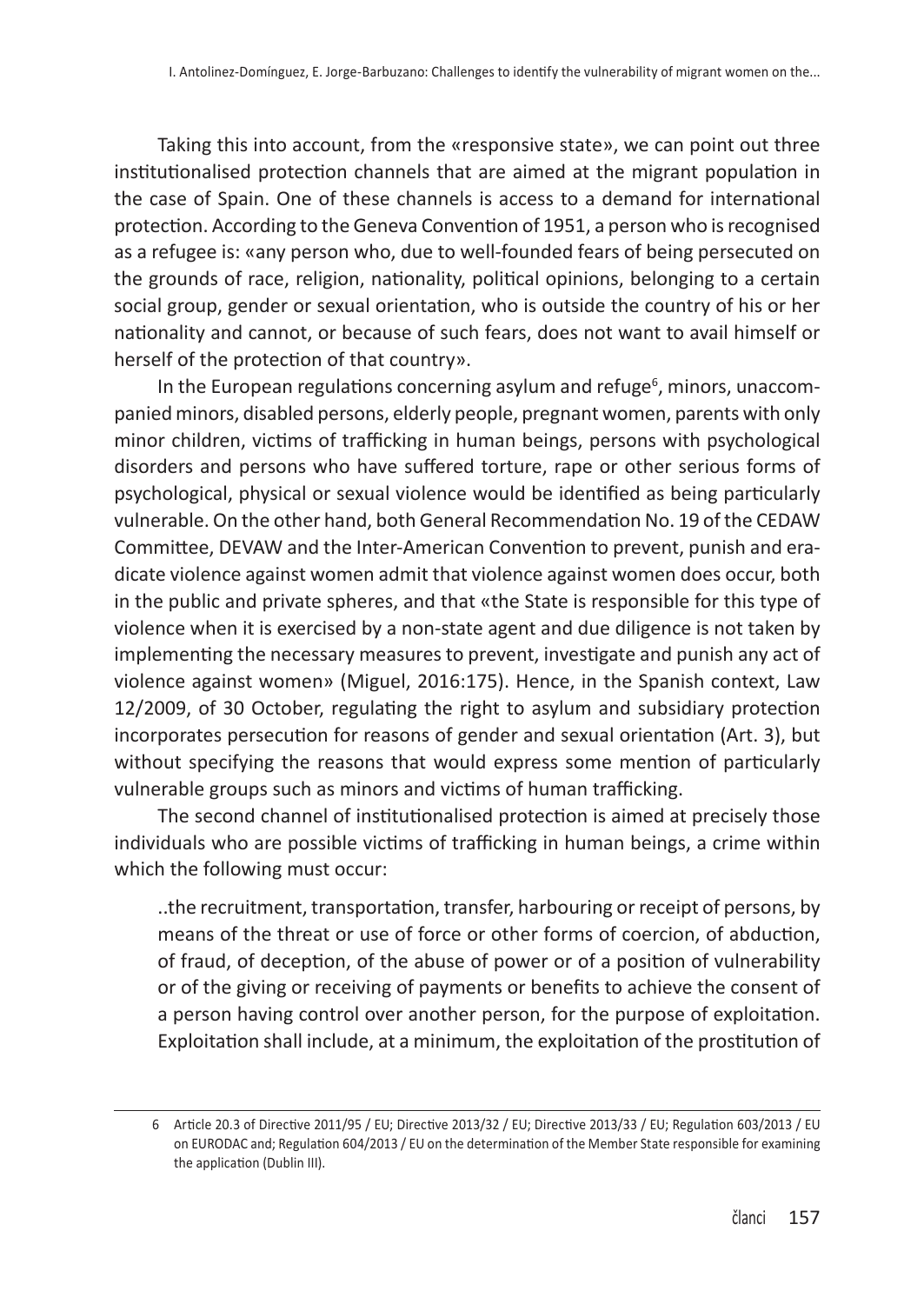Taking this into account, from the «responsive state», we can point out three institutionalised protection channels that are aimed at the migrant population in the case of Spain. One of these channels is access to a demand for international protection. According to the Geneva Convention of 1951, a person who is recognised as a refugee is: «any person who, due to well-founded fears of being persecuted on the grounds of race, religion, nationality, political opinions, belonging to a certain social group, gender or sexual orientation, who is outside the country of his or her nationality and cannot, or because of such fears, does not want to avail himself or herself of the protection of that country».

In the European regulations concerning asylum and refuge[6], minors, unaccompanied minors, disabled persons, elderly people, pregnant women, parents with only minor children, victims of trafficking in human beings, persons with psychological disorders and persons who have suffered torture, rape or other serious forms of psychological, physical or sexual violence would be identified as being particularly vulnerable. On the other hand, both General Recommendation No. 19 of the CEDAW Committee, DEVAW and the Inter-American Convention to prevent, punish and eradicate violence against women admit that violence against women does occur, both in the public and private spheres, and that «the State is responsible for this type of violence when it is exercised by a non-state agent and due diligence is not taken by implementing the necessary measures to prevent, investigate and punish any act of violence against women» (Miguel, 2016:175). Hence, in the Spanish context, Law 12/2009, of 30 October, regulating the right to asylum and subsidiary protection incorporates persecution for reasons of gender and sexual orientation (Art. 3), but without specifying the reasons that would express some mention of particularly vulnerable groups such as minors and victims of human trafficking.

The second channel of institutionalised protection is aimed at precisely those individuals who are possible victims of trafficking in human beings, a crime within which the following must occur:

> ..the recruitment, transportation, transfer, harbouring or receipt of persons, by means of the threat or use of force or other forms of coercion, of abduction, of fraud, of deception, of the abuse of power or of a position of vulnerability or of the giving or receiving of payments or benefits to achieve the consent of a person having control over another person, for the purpose of exploitation. Exploitation shall include, at a minimum, the exploitation of the prostitution of

---

6 Article 20.3 of Directive 2011/95 / EU; Directive 2013/32 / EU; Directive 2013/33 / EU; Regulation 603/2013 / EU on EURODAC and; Regulation 604/2013 / EU on the determination of the Member State responsible for examining the application (Dublin III).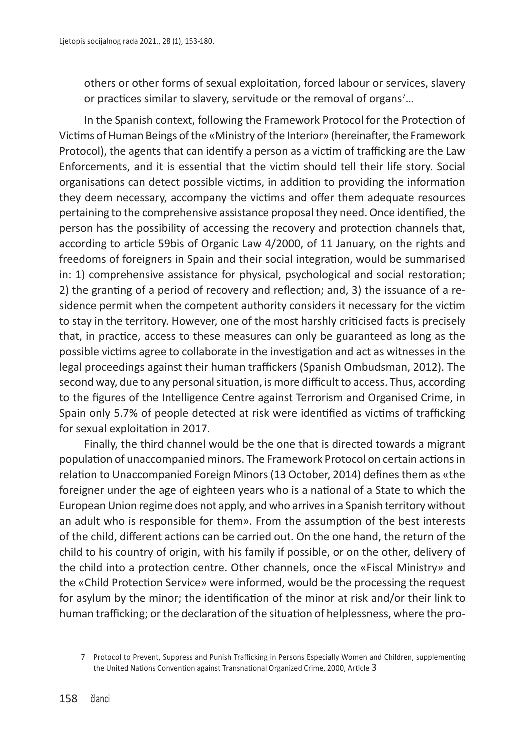others or other forms of sexual exploitation, forced labour or services, slavery or practices similar to slavery, servitude or the removal of organs[7]…

In the Spanish context, following the Framework Protocol for the Protection of Victims of Human Beings of the «Ministry of the Interior» (hereinafter, the Framework Protocol), the agents that can identify a person as a victim of trafficking are the Law Enforcements, and it is essential that the victim should tell their life story. Social organisations can detect possible victims, in addition to providing the information they deem necessary, accompany the victims and offer them adequate resources pertaining to the comprehensive assistance proposal they need. Once identified, the person has the possibility of accessing the recovery and protection channels that, according to article 59bis of Organic Law 4/2000, of 11 January, on the rights and freedoms of foreigners in Spain and their social integration, would be summarised in: 1) comprehensive assistance for physical, psychological and social restoration; 2) the granting of a period of recovery and reflection; and, 3) the issuance of a residence permit when the competent authority considers it necessary for the victim to stay in the territory. However, one of the most harshly criticised facts is precisely that, in practice, access to these measures can only be guaranteed as long as the possible victims agree to collaborate in the investigation and act as witnesses in the legal proceedings against their human traffickers (Spanish Ombudsman, 2012). The second way, due to any personal situation, is more difficult to access. Thus, according to the figures of the Intelligence Centre against Terrorism and Organised Crime, in Spain only 5.7% of people detected at risk were identified as victims of trafficking for sexual exploitation in 2017.

Finally, the third channel would be the one that is directed towards a migrant population of unaccompanied minors. The Framework Protocol on certain actions in relation to Unaccompanied Foreign Minors (13 October, 2014) defines them as «the foreigner under the age of eighteen years who is a national of a State to which the European Union regime does not apply, and who arrives in a Spanish territory without an adult who is responsible for them». From the assumption of the best interests of the child, different actions can be carried out. On the one hand, the return of the child to his country of origin, with his family if possible, or on the other, delivery of the child into a protection centre. Other channels, once the «Fiscal Ministry» and the «Child Protection Service» were informed, would be the processing the request for asylum by the minor; the identification of the minor at risk and/or their link to human trafficking; or the declaration of the situation of helplessness, where the pro-

---

7 Protocol to Prevent, Suppress and Punish Trafficking in Persons Especially Women and Children, supplementing the United Nations Convention against Transnational Organized Crime, 2000, Article 3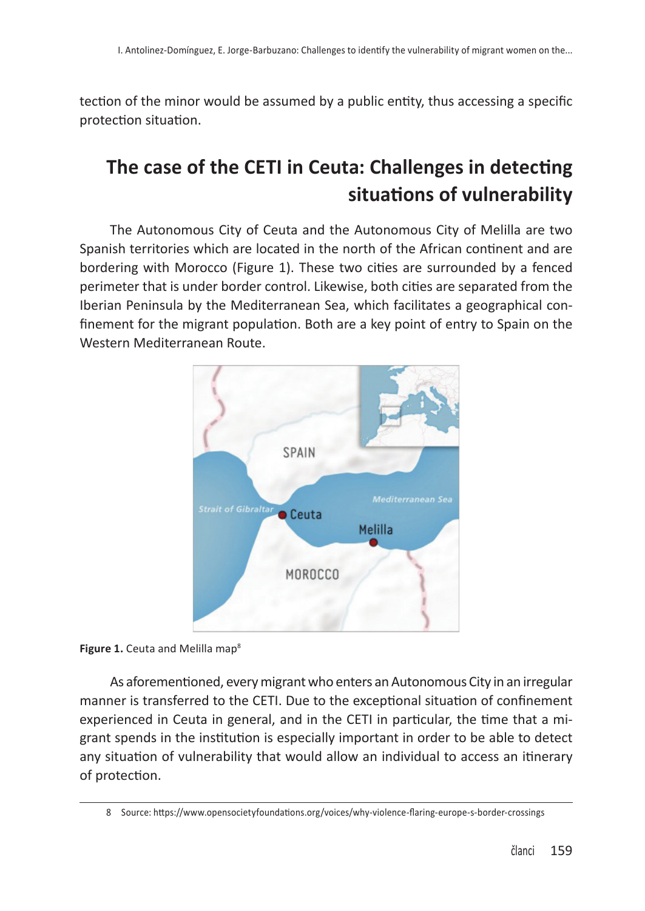tection of the minor would be assumed by a public entity, thus accessing a specific protection situation.

## The case of the CETI in Ceuta: Challenges in detecting situations of vulnerability

The Autonomous City of Ceuta and the Autonomous City of Melilla are two Spanish territories which are located in the north of the African continent and are bordering with Morocco (Figure 1). These two cities are surrounded by a fenced perimeter that is under border control. Likewise, both cities are separated from the Iberian Peninsula by the Mediterranean Sea, which facilitates a geographical confinement for the migrant population. Both are a key point of entry to Spain on the Western Mediterranean Route.

SPAIN

Strait of Gibraltar

Ceuta

Mediterranean Sea

Melilla

MOROCCO

**Figure 1.** Ceuta and Melilla map[8]

As aforementioned, every migrant who enters an Autonomous City in an irregular manner is transferred to the CETI. Due to the exceptional situation of confinement experienced in Ceuta in general, and in the CETI in particular, the time that a migrant spends in the institution is especially important in order to be able to detect any situation of vulnerability that would allow an individual to access an itinerary of protection.

---

8 Source: https://www.opensocietyfoundations.org/voices/why-violence-flaring-europe-s-border-crossings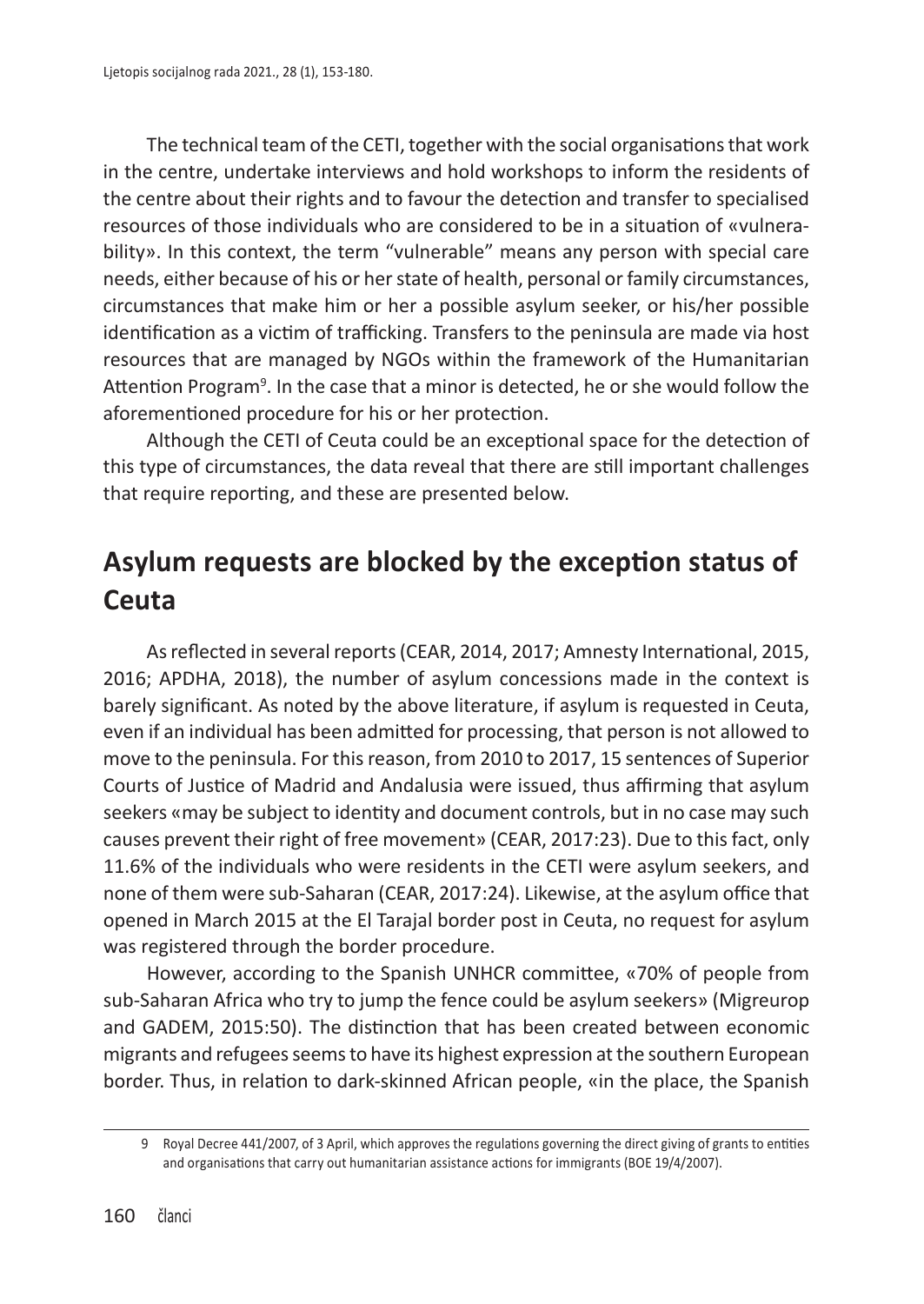The technical team of the CETI, together with the social organisations that work in the centre, undertake interviews and hold workshops to inform the residents of the centre about their rights and to favour the detection and transfer to specialised resources of those individuals who are considered to be in a situation of «vulnerability». In this context, the term "vulnerable" means any person with special care needs, either because of his or her state of health, personal or family circumstances, circumstances that make him or her a possible asylum seeker, or his/her possible identification as a victim of trafficking. Transfers to the peninsula are made via host resources that are managed by NGOs within the framework of the Humanitarian Attention Program[9]. In the case that a minor is detected, he or she would follow the aforementioned procedure for his or her protection.

Although the CETI of Ceuta could be an exceptional space for the detection of this type of circumstances, the data reveal that there are still important challenges that require reporting, and these are presented below.

## Asylum requests are blocked by the exception status of Ceuta

As reflected in several reports (CEAR, 2014, 2017; Amnesty International, 2015, 2016; APDHA, 2018), the number of asylum concessions made in the context is barely significant. As noted by the above literature, if asylum is requested in Ceuta, even if an individual has been admitted for processing, that person is not allowed to move to the peninsula. For this reason, from 2010 to 2017, 15 sentences of Superior Courts of Justice of Madrid and Andalusia were issued, thus affirming that asylum seekers «may be subject to identity and document controls, but in no case may such causes prevent their right of free movement» (CEAR, 2017:23). Due to this fact, only 11.6% of the individuals who were residents in the CETI were asylum seekers, and none of them were sub-Saharan (CEAR, 2017:24). Likewise, at the asylum office that opened in March 2015 at the El Tarajal border post in Ceuta, no request for asylum was registered through the border procedure.

However, according to the Spanish UNHCR committee, «70% of people from sub-Saharan Africa who try to jump the fence could be asylum seekers» (Migreurop and GADEM, 2015:50). The distinction that has been created between economic migrants and refugees seems to have its highest expression at the southern European border. Thus, in relation to dark-skinned African people, «in the place, the Spanish

[9] Royal Decree 441/2007, of 3 April, which approves the regulations governing the direct giving of grants to entities and organisations that carry out humanitarian assistance actions for immigrants (BOE 19/4/2007).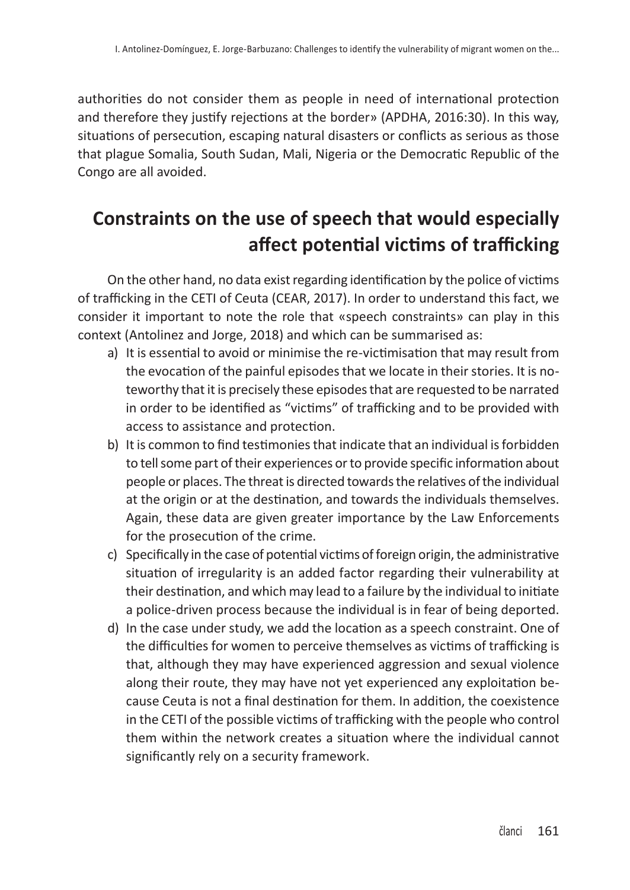authorities do not consider them as people in need of international protection and therefore they justify rejections at the border» (APDHA, 2016:30). In this way, situations of persecution, escaping natural disasters or conflicts as serious as those that plague Somalia, South Sudan, Mali, Nigeria or the Democratic Republic of the Congo are all avoided.

## Constraints on the use of speech that would especially affect potential victims of trafficking

On the other hand, no data exist regarding identification by the police of victims of trafficking in the CETI of Ceuta (CEAR, 2017). In order to understand this fact, we consider it important to note the role that «speech constraints» can play in this context (Antolinez and Jorge, 2018) and which can be summarised as:

a) It is essential to avoid or minimise the re-victimisation that may result from the evocation of the painful episodes that we locate in their stories. It is noteworthy that it is precisely these episodes that are requested to be narrated in order to be identified as "victims" of trafficking and to be provided with access to assistance and protection.
b) It is common to find testimonies that indicate that an individual is forbidden to tell some part of their experiences or to provide specific information about people or places. The threat is directed towards the relatives of the individual at the origin or at the destination, and towards the individuals themselves. Again, these data are given greater importance by the Law Enforcements for the prosecution of the crime.
c) Specifically in the case of potential victims of foreign origin, the administrative situation of irregularity is an added factor regarding their vulnerability at their destination, and which may lead to a failure by the individual to initiate a police-driven process because the individual is in fear of being deported.
d) In the case under study, we add the location as a speech constraint. One of the difficulties for women to perceive themselves as victims of trafficking is that, although they may have experienced aggression and sexual violence along their route, they may have not yet experienced any exploitation because Ceuta is not a final destination for them. In addition, the coexistence in the CETI of the possible victims of trafficking with the people who control them within the network creates a situation where the individual cannot significantly rely on a security framework.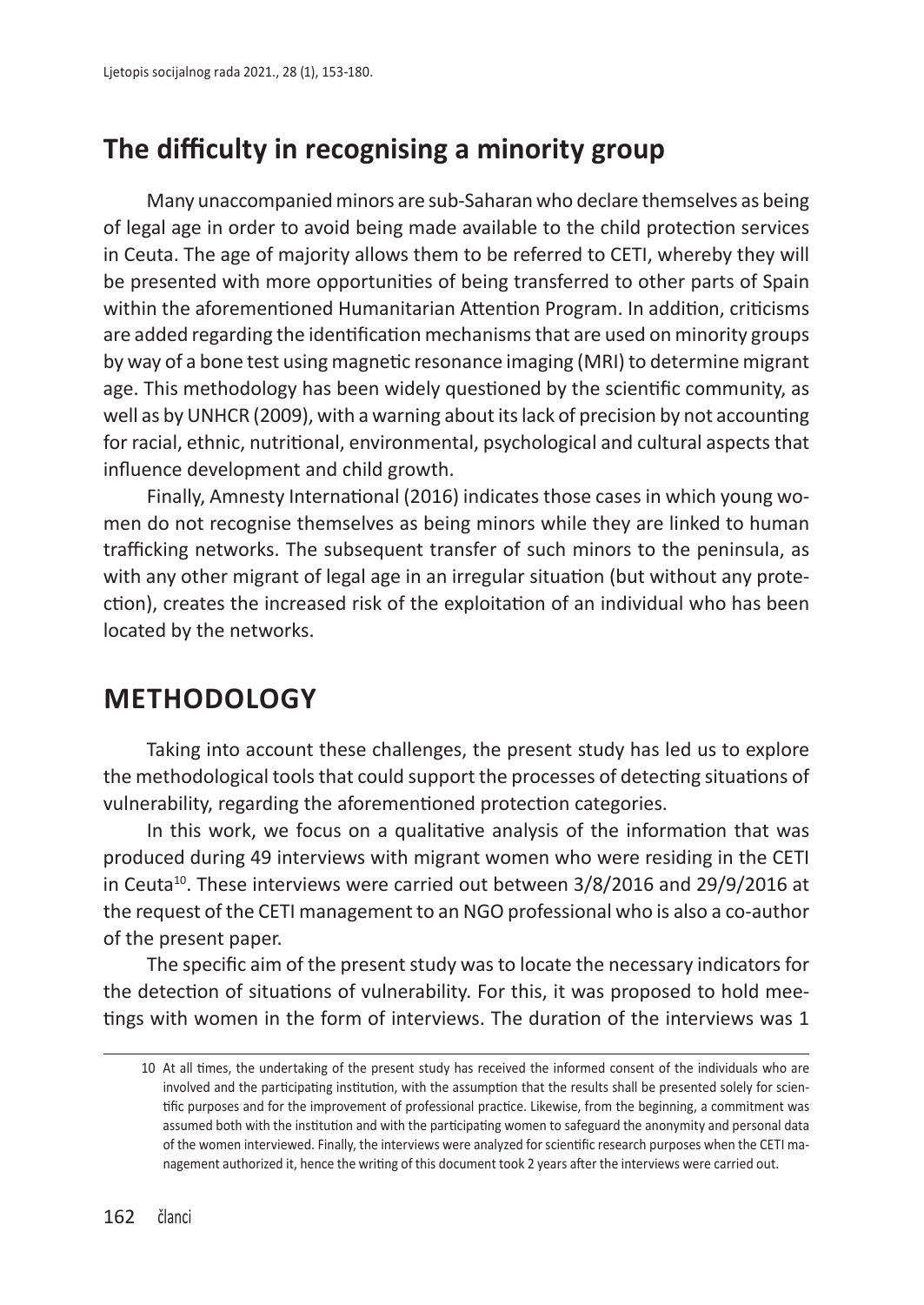## The difficulty in recognising a minority group

Many unaccompanied minors are sub-Saharan who declare themselves as being of legal age in order to avoid being made available to the child protection services in Ceuta. The age of majority allows them to be referred to CETI, whereby they will be presented with more opportunities of being transferred to other parts of Spain within the aforementioned Humanitarian Attention Program. In addition, criticisms are added regarding the identification mechanisms that are used on minority groups by way of a bone test using magnetic resonance imaging (MRI) to determine migrant age. This methodology has been widely questioned by the scientific community, as well as by UNHCR (2009), with a warning about its lack of precision by not accounting for racial, ethnic, nutritional, environmental, psychological and cultural aspects that influence development and child growth.

Finally, Amnesty International (2016) indicates those cases in which young women do not recognise themselves as being minors while they are linked to human trafficking networks. The subsequent transfer of such minors to the peninsula, as with any other migrant of legal age in an irregular situation (but without any protection), creates the increased risk of the exploitation of an individual who has been located by the networks.

# METHODOLOGY

Taking into account these challenges, the present study has led us to explore the methodological tools that could support the processes of detecting situations of vulnerability, regarding the aforementioned protection categories.

In this work, we focus on a qualitative analysis of the information that was produced during 49 interviews with migrant women who were residing in the CETI in Ceuta[10]. These interviews were carried out between 3/8/2016 and 29/9/2016 at the request of the CETI management to an NGO professional who is also a co-author of the present paper.

The specific aim of the present study was to locate the necessary indicators for the detection of situations of vulnerability. For this, it was proposed to hold meetings with women in the form of interviews. The duration of the interviews was 1

10 At all times, the undertaking of the present study has received the informed consent of the individuals who are involved and the participating institution, with the assumption that the results shall be presented solely for scientific purposes and for the improvement of professional practice. Likewise, from the beginning, a commitment was assumed both with the institution and with the participating women to safeguard the anonymity and personal data of the women interviewed. Finally, the interviews were analyzed for scientific research purposes when the CETI management authorized it, hence the writing of this document took 2 years after the interviews were carried out.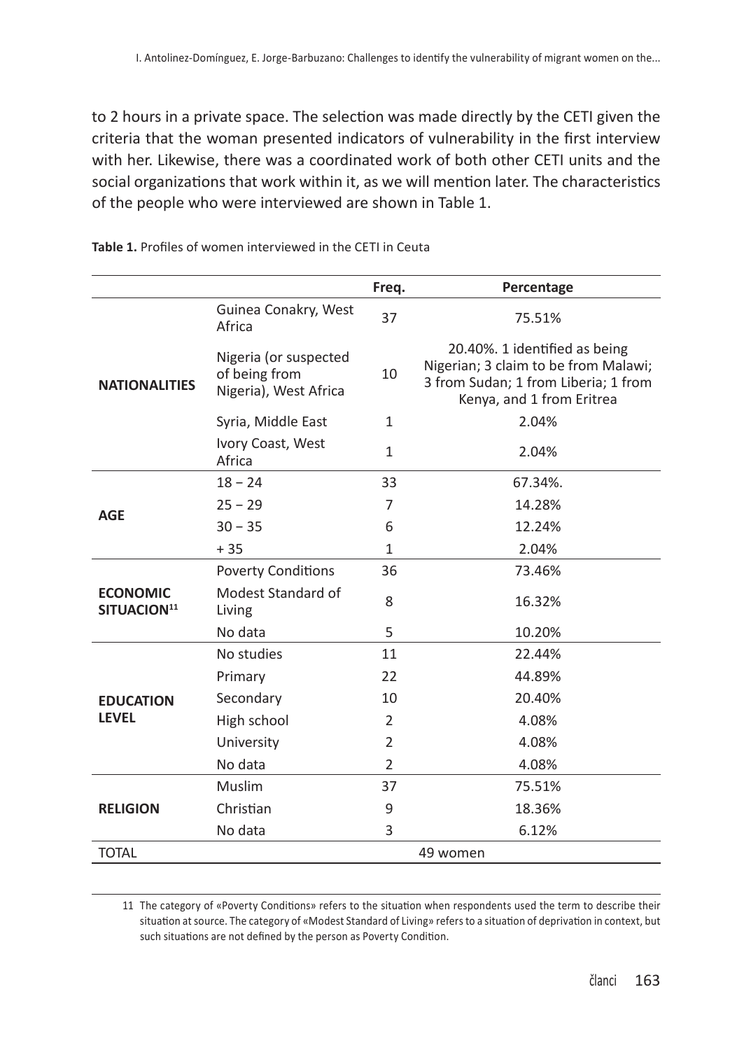to 2 hours in a private space. The selection was made directly by the CETI given the criteria that the woman presented indicators of vulnerability in the first interview with her. Likewise, there was a coordinated work of both other CETI units and the social organizations that work within it, as we will mention later. The characteristics of the people who were interviewed are shown in Table 1.

**Table 1.** Profiles of women interviewed in the CETI in Ceuta

| | | Freq. | Percentage |
|---|---|---|---|
| **NATIONALITIES** | Guinea Conakry, West Africa | 37 | 75.51% |
| | Nigeria (or suspected of being from Nigeria), West Africa | 10 | 20.40%. 1 identified as being Nigerian; 3 claim to be from Malawi; 3 from Sudan; 1 from Liberia; 1 from Kenya, and 1 from Eritrea |
| | Syria, Middle East | 1 | 2.04% |
| | Ivory Coast, West Africa | 1 | 2.04% |
| **AGE** | 18 – 24 | 33 | 67.34%. |
| | 25 – 29 | 7 | 14.28% |
| | 30 – 35 | 6 | 12.24% |
| | + 35 | 1 | 2.04% |
| **ECONOMIC SITUACION**[11] | Poverty Conditions | 36 | 73.46% |
| | Modest Standard of Living | 8 | 16.32% |
| | No data | 5 | 10.20% |
| **EDUCATION LEVEL** | No studies | 11 | 22.44% |
| | Primary | 22 | 44.89% |
| | Secondary | 10 | 20.40% |
| | High school | 2 | 4.08% |
| | University | 2 | 4.08% |
| | No data | 2 | 4.08% |
| **RELIGION** | Muslim | 37 | 75.51% |
| | Christian | 9 | 18.36% |
| | No data | 3 | 6.12% |
| TOTAL | | 49 women | |

11 The category of «Poverty Conditions» refers to the situation when respondents used the term to describe their situation at source. The category of «Modest Standard of Living» refers to a situation of deprivation in context, but such situations are not defined by the person as Poverty Condition.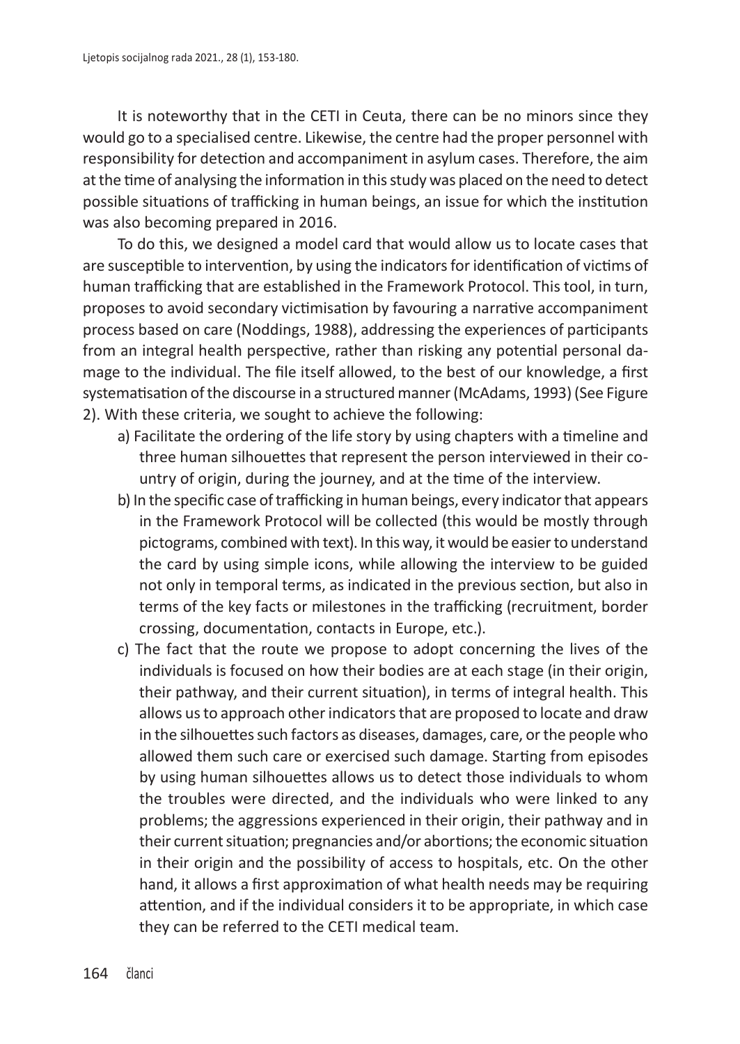It is noteworthy that in the CETI in Ceuta, there can be no minors since they would go to a specialised centre. Likewise, the centre had the proper personnel with responsibility for detection and accompaniment in asylum cases. Therefore, the aim at the time of analysing the information in this study was placed on the need to detect possible situations of trafficking in human beings, an issue for which the institution was also becoming prepared in 2016.

To do this, we designed a model card that would allow us to locate cases that are susceptible to intervention, by using the indicators for identification of victims of human trafficking that are established in the Framework Protocol. This tool, in turn, proposes to avoid secondary victimisation by favouring a narrative accompaniment process based on care (Noddings, 1988), addressing the experiences of participants from an integral health perspective, rather than risking any potential personal damage to the individual. The file itself allowed, to the best of our knowledge, a first systematisation of the discourse in a structured manner (McAdams, 1993) (See Figure 2). With these criteria, we sought to achieve the following:

a) Facilitate the ordering of the life story by using chapters with a timeline and three human silhouettes that represent the person interviewed in their country of origin, during the journey, and at the time of the interview.

b) In the specific case of trafficking in human beings, every indicator that appears in the Framework Protocol will be collected (this would be mostly through pictograms, combined with text). In this way, it would be easier to understand the card by using simple icons, while allowing the interview to be guided not only in temporal terms, as indicated in the previous section, but also in terms of the key facts or milestones in the trafficking (recruitment, border crossing, documentation, contacts in Europe, etc.).

c) The fact that the route we propose to adopt concerning the lives of the individuals is focused on how their bodies are at each stage (in their origin, their pathway, and their current situation), in terms of integral health. This allows us to approach other indicators that are proposed to locate and draw in the silhouettes such factors as diseases, damages, care, or the people who allowed them such care or exercised such damage. Starting from episodes by using human silhouettes allows us to detect those individuals to whom the troubles were directed, and the individuals who were linked to any problems; the aggressions experienced in their origin, their pathway and in their current situation; pregnancies and/or abortions; the economic situation in their origin and the possibility of access to hospitals, etc. On the other hand, it allows a first approximation of what health needs may be requiring attention, and if the individual considers it to be appropriate, in which case they can be referred to the CETI medical team.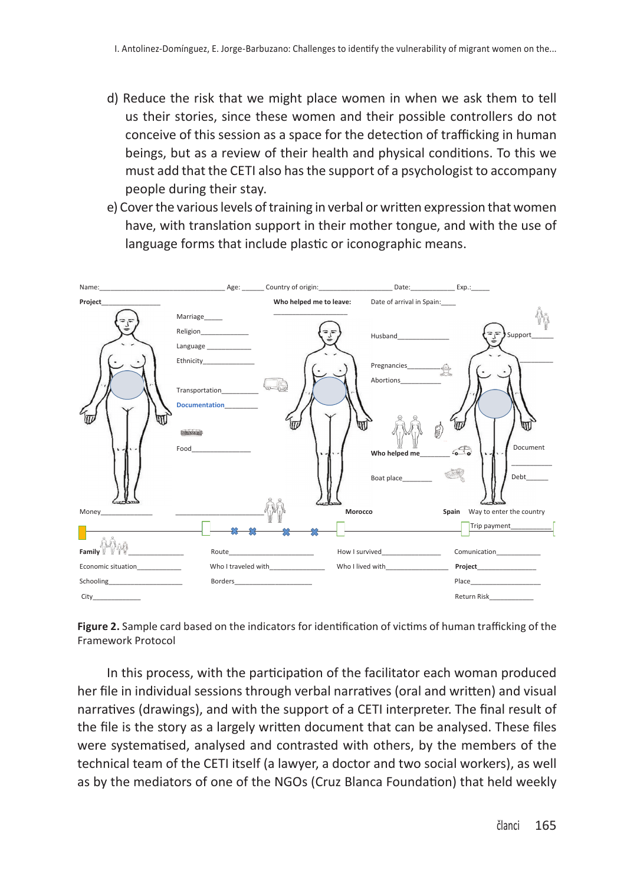d) Reduce the risk that we might place women in when we ask them to tell us their stories, since these women and their possible controllers do not conceive of this session as a space for the detection of trafficking in human beings, but as a review of their health and physical conditions. To this we must add that the CETI also has the support of a psychologist to accompany people during their stay.

e) Cover the various levels of training in verbal or written expression that women have, with translation support in their mother tongue, and with the use of language forms that include plastic or iconographic means.

Name:
Age:
Country of origin:
Date:
Exp.:
Project
Who helped me to leave:
Date of arrival in Spain:
Marriage
Religion
Language
Ethnicity
Transportation
Documentation
Food
Husband
Pregnancies
Abortions
Who helped me
Boat place
Support
Document
Debt
Money
Morocco
Spain
Way to enter the country
Trip payment
Family
Economic situation
Schooling
City
Route
Who I traveled with
Borders
How I survived
Who I lived with
Comunication
Project
Place
Return Risk

**Figure 2.** Sample card based on the indicators for identification of victims of human trafficking of the Framework Protocol

In this process, with the participation of the facilitator each woman produced her file in individual sessions through verbal narratives (oral and written) and visual narratives (drawings), and with the support of a CETI interpreter. The final result of the file is the story as a largely written document that can be analysed. These files were systematised, analysed and contrasted with others, by the members of the technical team of the CETI itself (a lawyer, a doctor and two social workers), as well as by the mediators of one of the NGOs (Cruz Blanca Foundation) that held weekly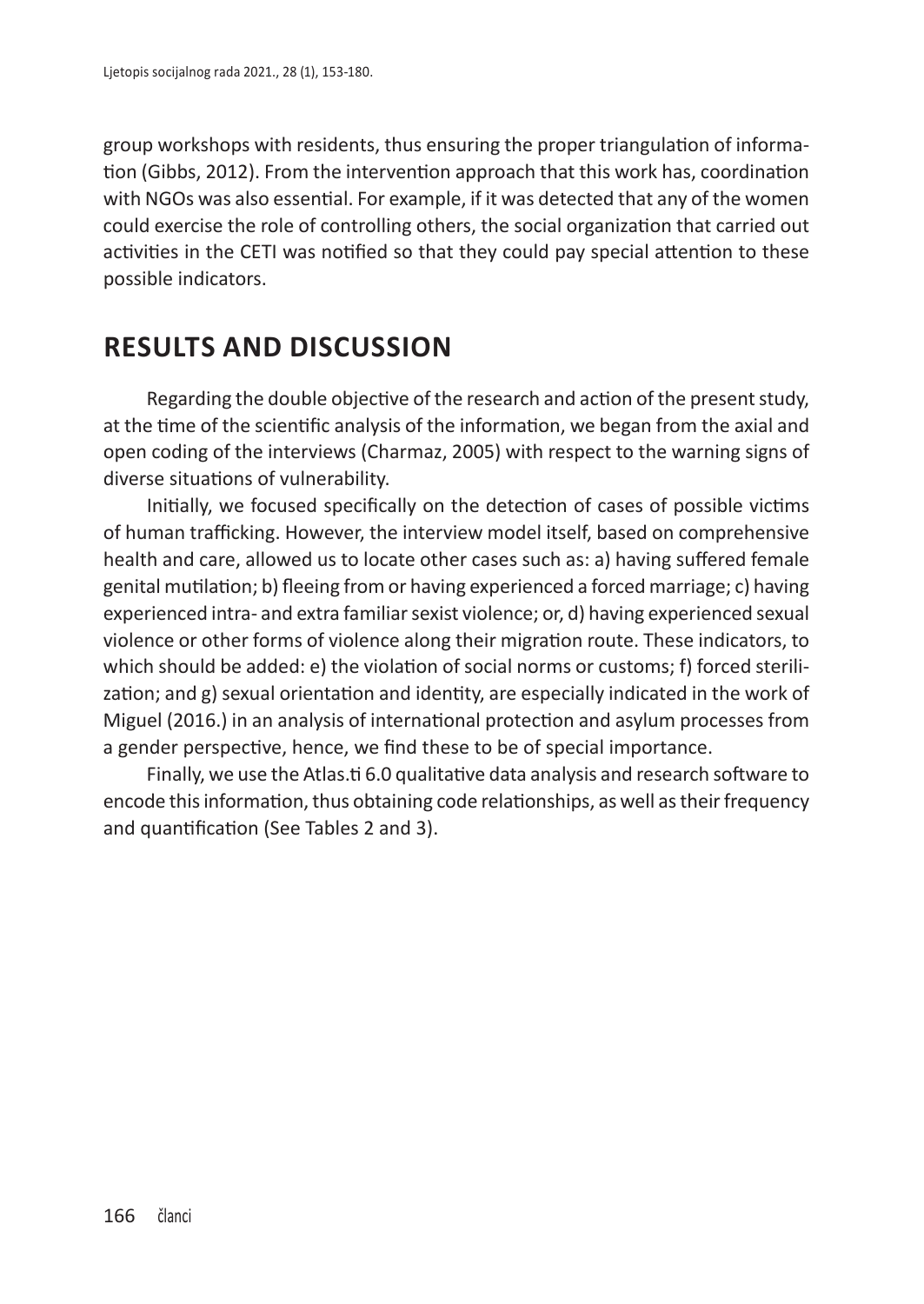group workshops with residents, thus ensuring the proper triangulation of information (Gibbs, 2012). From the intervention approach that this work has, coordination with NGOs was also essential. For example, if it was detected that any of the women could exercise the role of controlling others, the social organization that carried out activities in the CETI was notified so that they could pay special attention to these possible indicators.

## RESULTS AND DISCUSSION

Regarding the double objective of the research and action of the present study, at the time of the scientific analysis of the information, we began from the axial and open coding of the interviews (Charmaz, 2005) with respect to the warning signs of diverse situations of vulnerability.

Initially, we focused specifically on the detection of cases of possible victims of human trafficking. However, the interview model itself, based on comprehensive health and care, allowed us to locate other cases such as: a) having suffered female genital mutilation; b) fleeing from or having experienced a forced marriage; c) having experienced intra- and extra familiar sexist violence; or, d) having experienced sexual violence or other forms of violence along their migration route. These indicators, to which should be added: e) the violation of social norms or customs; f) forced sterilization; and g) sexual orientation and identity, are especially indicated in the work of Miguel (2016.) in an analysis of international protection and asylum processes from a gender perspective, hence, we find these to be of special importance.

Finally, we use the Atlas.ti 6.0 qualitative data analysis and research software to encode this information, thus obtaining code relationships, as well as their frequency and quantification (See Tables 2 and 3).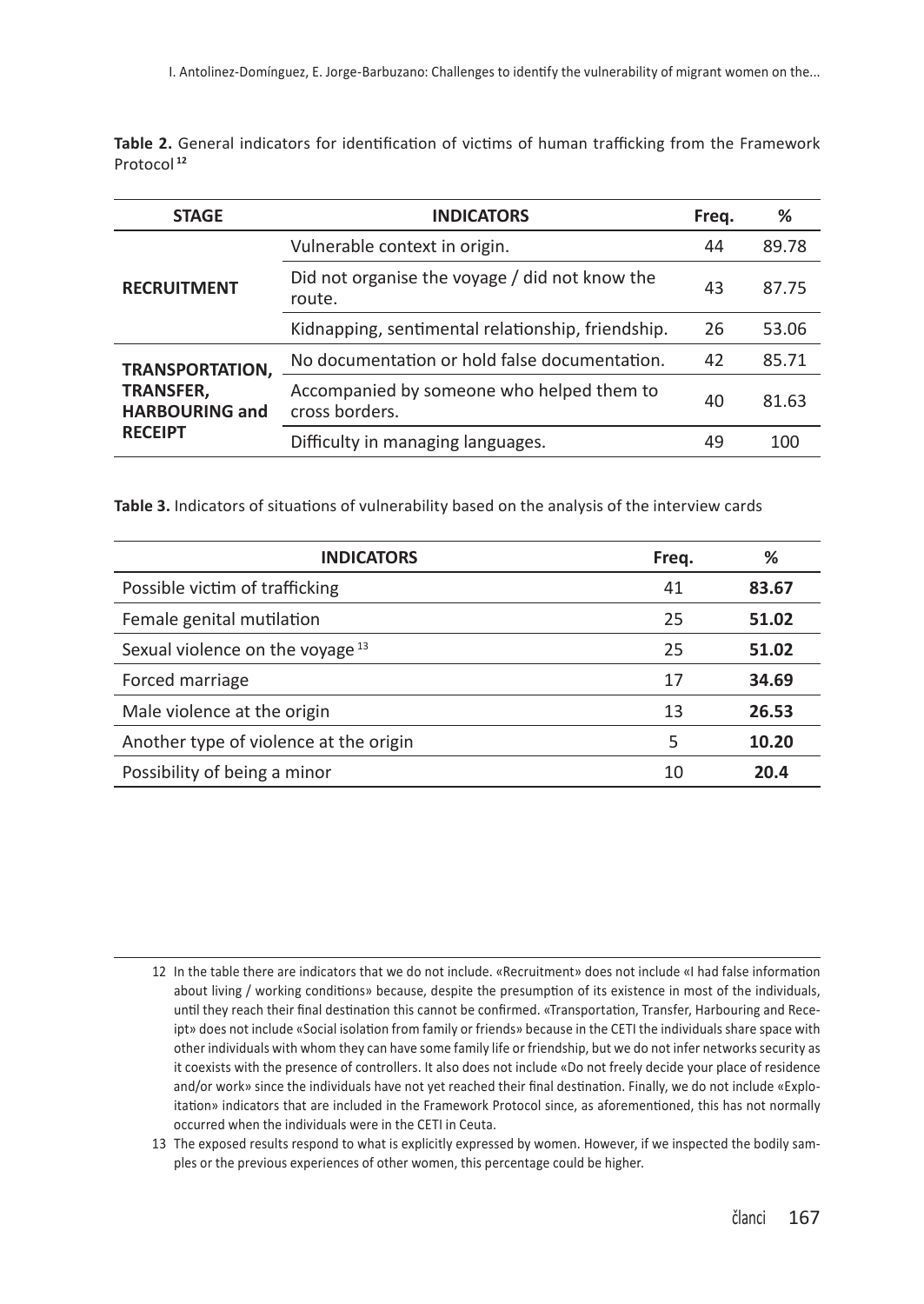**Table 2.** General indicators for identification of victims of human trafficking from the Framework Protocol [12]

| STAGE | INDICATORS | Freq. | % |
|---|---|---|---|
| **RECRUITMENT** | Vulnerable context in origin. | 44 | 89.78 |
| | Did not organise the voyage / did not know the route. | 43 | 87.75 |
| | Kidnapping, sentimental relationship, friendship. | 26 | 53.06 |
| **TRANSPORTATION, TRANSFER, HARBOURING and RECEIPT** | No documentation or hold false documentation. | 42 | 85.71 |
| | Accompanied by someone who helped them to cross borders. | 40 | 81.63 |
| | Difficulty in managing languages. | 49 | 100 |

**Table 3.** Indicators of situations of vulnerability based on the analysis of the interview cards

| INDICATORS | Freq. | % |
|---|---|---|
| Possible victim of trafficking | 41 | **83.67** |
| Female genital mutilation | 25 | **51.02** |
| Sexual violence on the voyage [13] | 25 | **51.02** |
| Forced marriage | 17 | **34.69** |
| Male violence at the origin | 13 | **26.53** |
| Another type of violence at the origin | 5 | **10.20** |
| Possibility of being a minor | 10 | **20.4** |

12 In the table there are indicators that we do not include. «Recruitment» does not include «I had false information about living / working conditions» because, despite the presumption of its existence in most of the individuals, until they reach their final destination this cannot be confirmed. «Transportation, Transfer, Harbouring and Receipt» does not include «Social isolation from family or friends» because in the CETI the individuals share space with other individuals with whom they can have some family life or friendship, but we do not infer networks security as it coexists with the presence of controllers. It also does not include «Do not freely decide your place of residence and/or work» since the individuals have not yet reached their final destination. Finally, we do not include «Exploitation» indicators that are included in the Framework Protocol since, as aforementioned, this has not normally occurred when the individuals were in the CETI in Ceuta.

13 The exposed results respond to what is explicitly expressed by women. However, if we inspected the bodily samples or the previous experiences of other women, this percentage could be higher.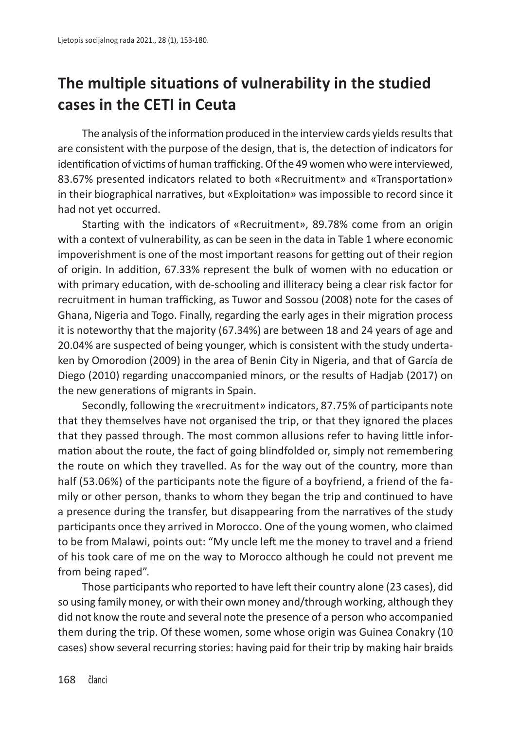## The multiple situations of vulnerability in the studied cases in the CETI in Ceuta

The analysis of the information produced in the interview cards yields results that are consistent with the purpose of the design, that is, the detection of indicators for identification of victims of human trafficking. Of the 49 women who were interviewed, 83.67% presented indicators related to both «Recruitment» and «Transportation» in their biographical narratives, but «Exploitation» was impossible to record since it had not yet occurred.

Starting with the indicators of «Recruitment», 89.78% come from an origin with a context of vulnerability, as can be seen in the data in Table 1 where economic impoverishment is one of the most important reasons for getting out of their region of origin. In addition, 67.33% represent the bulk of women with no education or with primary education, with de-schooling and illiteracy being a clear risk factor for recruitment in human trafficking, as Tuwor and Sossou (2008) note for the cases of Ghana, Nigeria and Togo. Finally, regarding the early ages in their migration process it is noteworthy that the majority (67.34%) are between 18 and 24 years of age and 20.04% are suspected of being younger, which is consistent with the study undertaken by Omorodion (2009) in the area of Benin City in Nigeria, and that of García de Diego (2010) regarding unaccompanied minors, or the results of Hadjab (2017) on the new generations of migrants in Spain.

Secondly, following the «recruitment» indicators, 87.75% of participants note that they themselves have not organised the trip, or that they ignored the places that they passed through. The most common allusions refer to having little information about the route, the fact of going blindfolded or, simply not remembering the route on which they travelled. As for the way out of the country, more than half (53.06%) of the participants note the figure of a boyfriend, a friend of the family or other person, thanks to whom they began the trip and continued to have a presence during the transfer, but disappearing from the narratives of the study participants once they arrived in Morocco. One of the young women, who claimed to be from Malawi, points out: "My uncle left me the money to travel and a friend of his took care of me on the way to Morocco although he could not prevent me from being raped".

Those participants who reported to have left their country alone (23 cases), did so using family money, or with their own money and/through working, although they did not know the route and several note the presence of a person who accompanied them during the trip. Of these women, some whose origin was Guinea Conakry (10 cases) show several recurring stories: having paid for their trip by making hair braids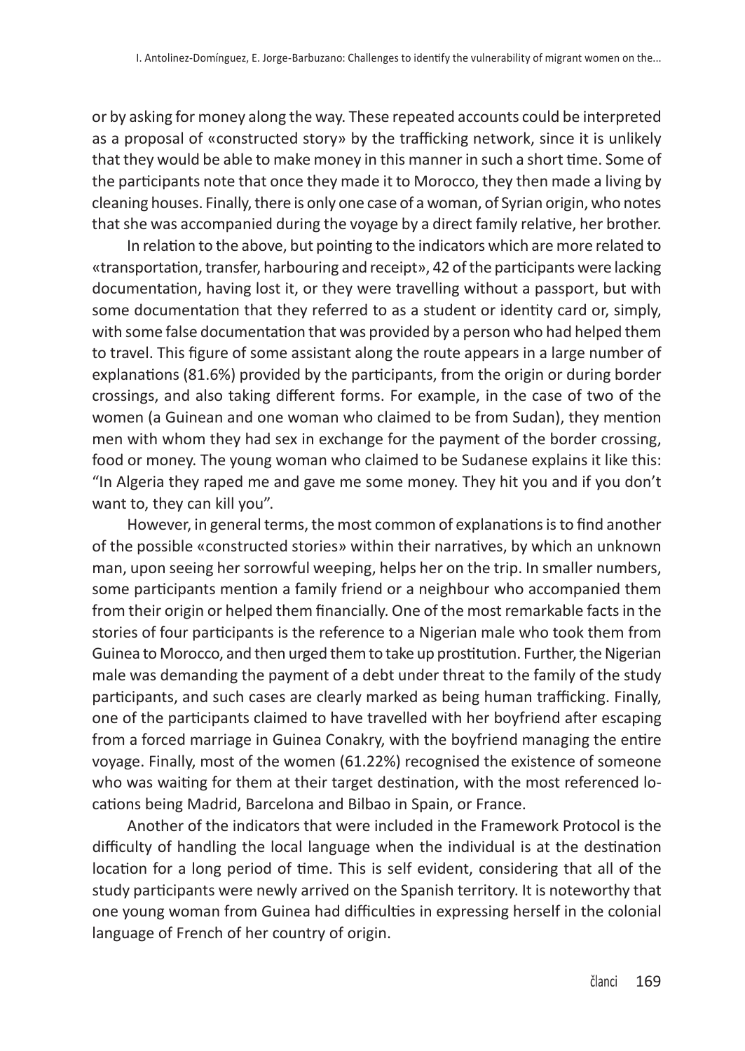or by asking for money along the way. These repeated accounts could be interpreted as a proposal of «constructed story» by the trafficking network, since it is unlikely that they would be able to make money in this manner in such a short time. Some of the participants note that once they made it to Morocco, they then made a living by cleaning houses. Finally, there is only one case of a woman, of Syrian origin, who notes that she was accompanied during the voyage by a direct family relative, her brother.

In relation to the above, but pointing to the indicators which are more related to «transportation, transfer, harbouring and receipt», 42 of the participants were lacking documentation, having lost it, or they were travelling without a passport, but with some documentation that they referred to as a student or identity card or, simply, with some false documentation that was provided by a person who had helped them to travel. This figure of some assistant along the route appears in a large number of explanations (81.6%) provided by the participants, from the origin or during border crossings, and also taking different forms. For example, in the case of two of the women (a Guinean and one woman who claimed to be from Sudan), they mention men with whom they had sex in exchange for the payment of the border crossing, food or money. The young woman who claimed to be Sudanese explains it like this: "In Algeria they raped me and gave me some money. They hit you and if you don't want to, they can kill you".

However, in general terms, the most common of explanations is to find another of the possible «constructed stories» within their narratives, by which an unknown man, upon seeing her sorrowful weeping, helps her on the trip. In smaller numbers, some participants mention a family friend or a neighbour who accompanied them from their origin or helped them financially. One of the most remarkable facts in the stories of four participants is the reference to a Nigerian male who took them from Guinea to Morocco, and then urged them to take up prostitution. Further, the Nigerian male was demanding the payment of a debt under threat to the family of the study participants, and such cases are clearly marked as being human trafficking. Finally, one of the participants claimed to have travelled with her boyfriend after escaping from a forced marriage in Guinea Conakry, with the boyfriend managing the entire voyage. Finally, most of the women (61.22%) recognised the existence of someone who was waiting for them at their target destination, with the most referenced locations being Madrid, Barcelona and Bilbao in Spain, or France.

Another of the indicators that were included in the Framework Protocol is the difficulty of handling the local language when the individual is at the destination location for a long period of time. This is self evident, considering that all of the study participants were newly arrived on the Spanish territory. It is noteworthy that one young woman from Guinea had difficulties in expressing herself in the colonial language of French of her country of origin.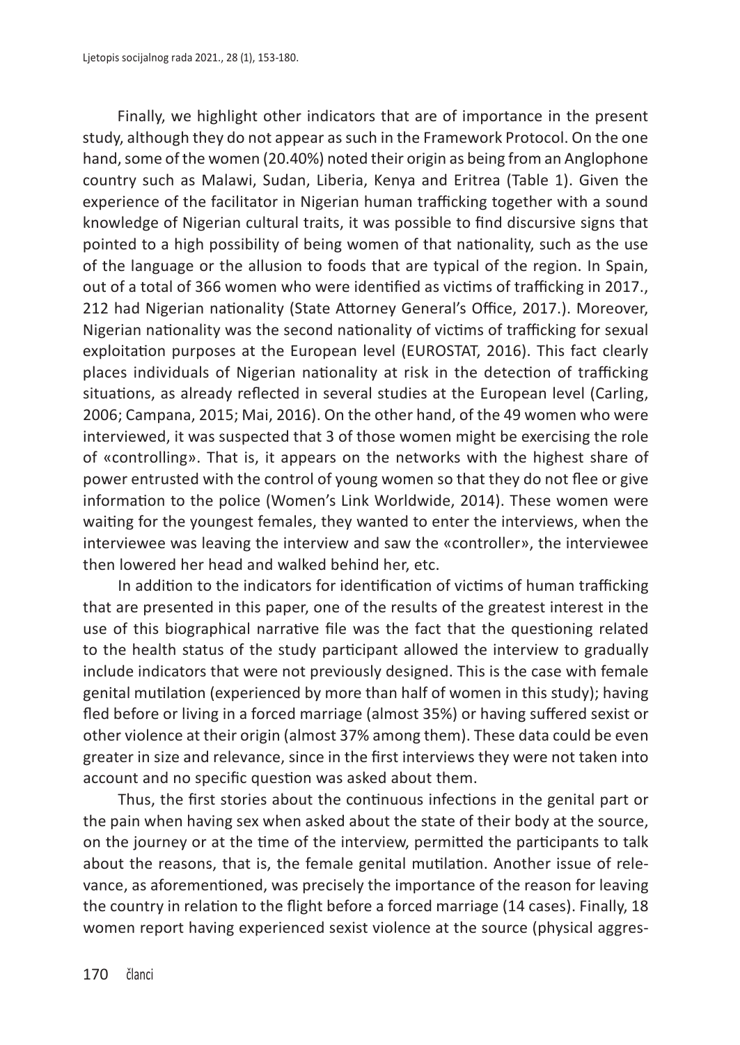Finally, we highlight other indicators that are of importance in the present study, although they do not appear as such in the Framework Protocol. On the one hand, some of the women (20.40%) noted their origin as being from an Anglophone country such as Malawi, Sudan, Liberia, Kenya and Eritrea (Table 1). Given the experience of the facilitator in Nigerian human trafficking together with a sound knowledge of Nigerian cultural traits, it was possible to find discursive signs that pointed to a high possibility of being women of that nationality, such as the use of the language or the allusion to foods that are typical of the region. In Spain, out of a total of 366 women who were identified as victims of trafficking in 2017., 212 had Nigerian nationality (State Attorney General's Office, 2017.). Moreover, Nigerian nationality was the second nationality of victims of trafficking for sexual exploitation purposes at the European level (EUROSTAT, 2016). This fact clearly places individuals of Nigerian nationality at risk in the detection of trafficking situations, as already reflected in several studies at the European level (Carling, 2006; Campana, 2015; Mai, 2016). On the other hand, of the 49 women who were interviewed, it was suspected that 3 of those women might be exercising the role of «controlling». That is, it appears on the networks with the highest share of power entrusted with the control of young women so that they do not flee or give information to the police (Women's Link Worldwide, 2014). These women were waiting for the youngest females, they wanted to enter the interviews, when the interviewee was leaving the interview and saw the «controller», the interviewee then lowered her head and walked behind her, etc.

In addition to the indicators for identification of victims of human trafficking that are presented in this paper, one of the results of the greatest interest in the use of this biographical narrative file was the fact that the questioning related to the health status of the study participant allowed the interview to gradually include indicators that were not previously designed. This is the case with female genital mutilation (experienced by more than half of women in this study); having fled before or living in a forced marriage (almost 35%) or having suffered sexist or other violence at their origin (almost 37% among them). These data could be even greater in size and relevance, since in the first interviews they were not taken into account and no specific question was asked about them.

Thus, the first stories about the continuous infections in the genital part or the pain when having sex when asked about the state of their body at the source, on the journey or at the time of the interview, permitted the participants to talk about the reasons, that is, the female genital mutilation. Another issue of relevance, as aforementioned, was precisely the importance of the reason for leaving the country in relation to the flight before a forced marriage (14 cases). Finally, 18 women report having experienced sexist violence at the source (physical aggres-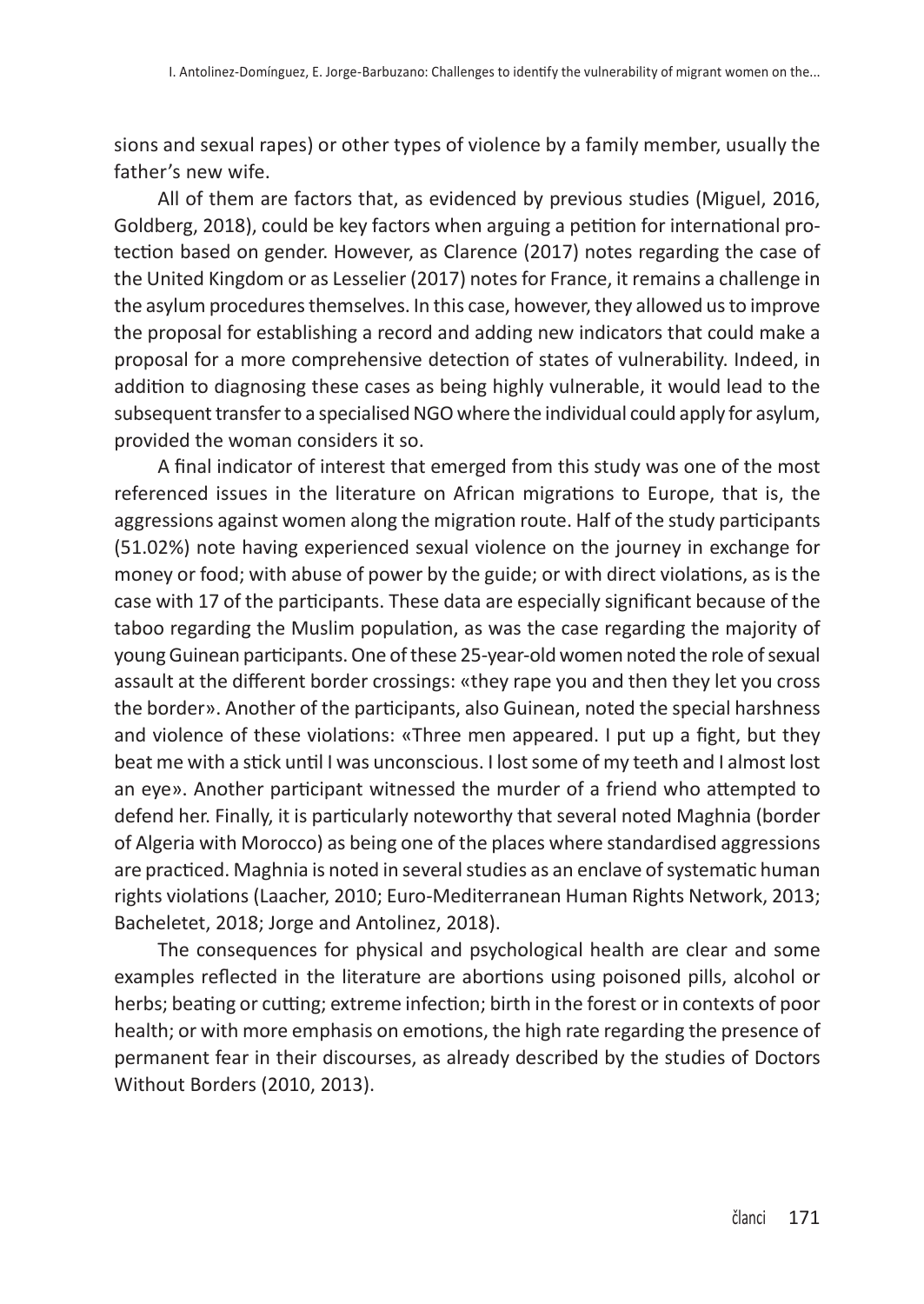sions and sexual rapes) or other types of violence by a family member, usually the father's new wife.

All of them are factors that, as evidenced by previous studies (Miguel, 2016, Goldberg, 2018), could be key factors when arguing a petition for international protection based on gender. However, as Clarence (2017) notes regarding the case of the United Kingdom or as Lesselier (2017) notes for France, it remains a challenge in the asylum procedures themselves. In this case, however, they allowed us to improve the proposal for establishing a record and adding new indicators that could make a proposal for a more comprehensive detection of states of vulnerability. Indeed, in addition to diagnosing these cases as being highly vulnerable, it would lead to the subsequent transfer to a specialised NGO where the individual could apply for asylum, provided the woman considers it so.

A final indicator of interest that emerged from this study was one of the most referenced issues in the literature on African migrations to Europe, that is, the aggressions against women along the migration route. Half of the study participants (51.02%) note having experienced sexual violence on the journey in exchange for money or food; with abuse of power by the guide; or with direct violations, as is the case with 17 of the participants. These data are especially significant because of the taboo regarding the Muslim population, as was the case regarding the majority of young Guinean participants. One of these 25-year-old women noted the role of sexual assault at the different border crossings: «they rape you and then they let you cross the border». Another of the participants, also Guinean, noted the special harshness and violence of these violations: «Three men appeared. I put up a fight, but they beat me with a stick until I was unconscious. I lost some of my teeth and I almost lost an eye». Another participant witnessed the murder of a friend who attempted to defend her. Finally, it is particularly noteworthy that several noted Maghnia (border of Algeria with Morocco) as being one of the places where standardised aggressions are practiced. Maghnia is noted in several studies as an enclave of systematic human rights violations (Laacher, 2010; Euro-Mediterranean Human Rights Network, 2013; Bacheletet, 2018; Jorge and Antolinez, 2018).

The consequences for physical and psychological health are clear and some examples reflected in the literature are abortions using poisoned pills, alcohol or herbs; beating or cutting; extreme infection; birth in the forest or in contexts of poor health; or with more emphasis on emotions, the high rate regarding the presence of permanent fear in their discourses, as already described by the studies of Doctors Without Borders (2010, 2013).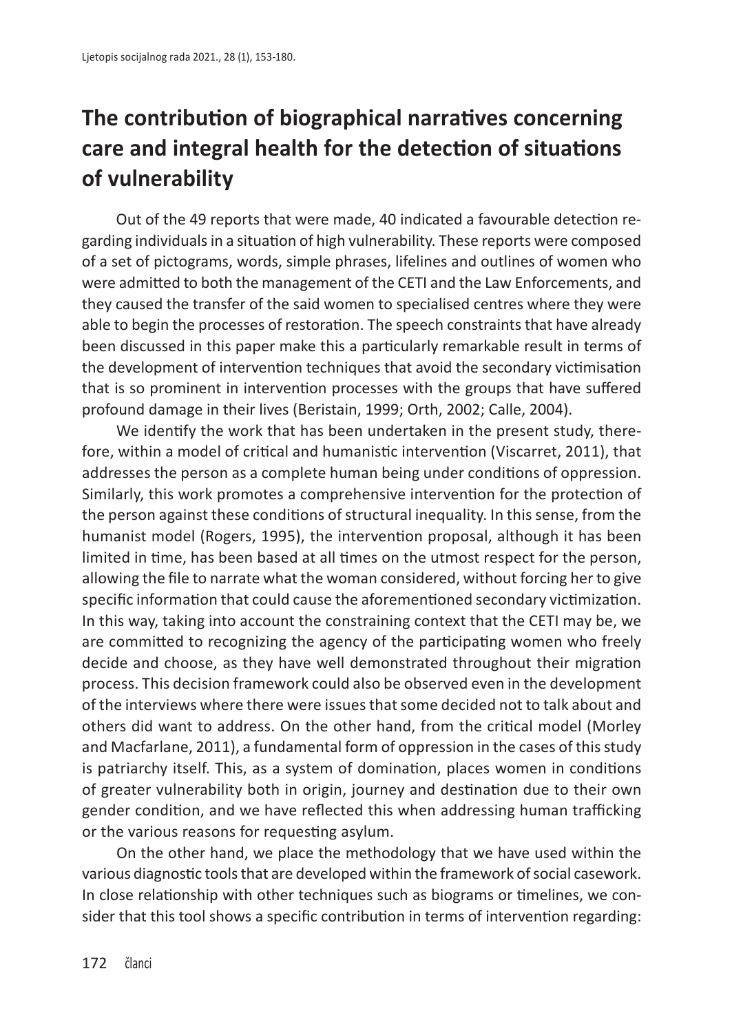# The contribution of biographical narratives concerning care and integral health for the detection of situations of vulnerability

Out of the 49 reports that were made, 40 indicated a favourable detection regarding individuals in a situation of high vulnerability. These reports were composed of a set of pictograms, words, simple phrases, lifelines and outlines of women who were admitted to both the management of the CETI and the Law Enforcements, and they caused the transfer of the said women to specialised centres where they were able to begin the processes of restoration. The speech constraints that have already been discussed in this paper make this a particularly remarkable result in terms of the development of intervention techniques that avoid the secondary victimisation that is so prominent in intervention processes with the groups that have suffered profound damage in their lives (Beristain, 1999; Orth, 2002; Calle, 2004).

We identify the work that has been undertaken in the present study, therefore, within a model of critical and humanistic intervention (Viscarret, 2011), that addresses the person as a complete human being under conditions of oppression. Similarly, this work promotes a comprehensive intervention for the protection of the person against these conditions of structural inequality. In this sense, from the humanist model (Rogers, 1995), the intervention proposal, although it has been limited in time, has been based at all times on the utmost respect for the person, allowing the file to narrate what the woman considered, without forcing her to give specific information that could cause the aforementioned secondary victimization. In this way, taking into account the constraining context that the CETI may be, we are committed to recognizing the agency of the participating women who freely decide and choose, as they have well demonstrated throughout their migration process. This decision framework could also be observed even in the development of the interviews where there were issues that some decided not to talk about and others did want to address. On the other hand, from the critical model (Morley and Macfarlane, 2011), a fundamental form of oppression in the cases of this study is patriarchy itself. This, as a system of domination, places women in conditions of greater vulnerability both in origin, journey and destination due to their own gender condition, and we have reflected this when addressing human trafficking or the various reasons for requesting asylum.

On the other hand, we place the methodology that we have used within the various diagnostic tools that are developed within the framework of social casework. In close relationship with other techniques such as biograms or timelines, we consider that this tool shows a specific contribution in terms of intervention regarding: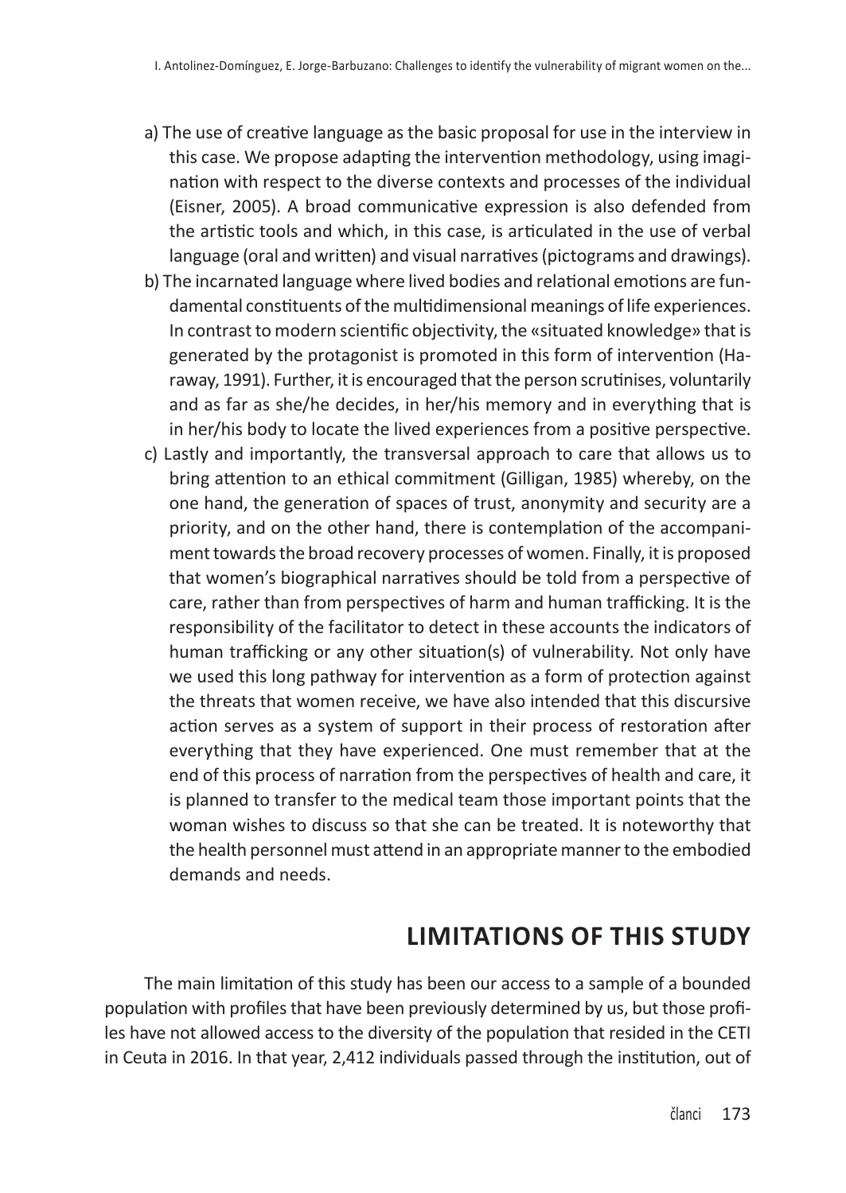a) The use of creative language as the basic proposal for use in the interview in this case. We propose adapting the intervention methodology, using imagination with respect to the diverse contexts and processes of the individual (Eisner, 2005). A broad communicative expression is also defended from the artistic tools and which, in this case, is articulated in the use of verbal language (oral and written) and visual narratives (pictograms and drawings).

b) The incarnated language where lived bodies and relational emotions are fundamental constituents of the multidimensional meanings of life experiences. In contrast to modern scientific objectivity, the «situated knowledge» that is generated by the protagonist is promoted in this form of intervention (Haraway, 1991). Further, it is encouraged that the person scrutinises, voluntarily and as far as she/he decides, in her/his memory and in everything that is in her/his body to locate the lived experiences from a positive perspective.

c) Lastly and importantly, the transversal approach to care that allows us to bring attention to an ethical commitment (Gilligan, 1985) whereby, on the one hand, the generation of spaces of trust, anonymity and security are a priority, and on the other hand, there is contemplation of the accompaniment towards the broad recovery processes of women. Finally, it is proposed that women's biographical narratives should be told from a perspective of care, rather than from perspectives of harm and human trafficking. It is the responsibility of the facilitator to detect in these accounts the indicators of human trafficking or any other situation(s) of vulnerability. Not only have we used this long pathway for intervention as a form of protection against the threats that women receive, we have also intended that this discursive action serves as a system of support in their process of restoration after everything that they have experienced. One must remember that at the end of this process of narration from the perspectives of health and care, it is planned to transfer to the medical team those important points that the woman wishes to discuss so that she can be treated. It is noteworthy that the health personnel must attend in an appropriate manner to the embodied demands and needs.

## LIMITATIONS OF THIS STUDY

The main limitation of this study has been our access to a sample of a bounded population with profiles that have been previously determined by us, but those profiles have not allowed access to the diversity of the population that resided in the CETI in Ceuta in 2016. In that year, 2,412 individuals passed through the institution, out of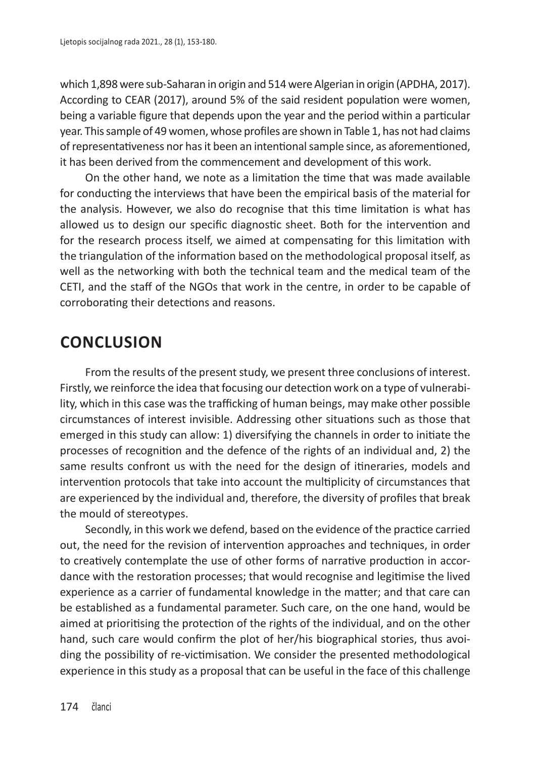which 1,898 were sub-Saharan in origin and 514 were Algerian in origin (APDHA, 2017). According to CEAR (2017), around 5% of the said resident population were women, being a variable figure that depends upon the year and the period within a particular year. This sample of 49 women, whose profiles are shown in Table 1, has not had claims of representativeness nor has it been an intentional sample since, as aforementioned, it has been derived from the commencement and development of this work.

On the other hand, we note as a limitation the time that was made available for conducting the interviews that have been the empirical basis of the material for the analysis. However, we also do recognise that this time limitation is what has allowed us to design our specific diagnostic sheet. Both for the intervention and for the research process itself, we aimed at compensating for this limitation with the triangulation of the information based on the methodological proposal itself, as well as the networking with both the technical team and the medical team of the CETI, and the staff of the NGOs that work in the centre, in order to be capable of corroborating their detections and reasons.

## CONCLUSION

From the results of the present study, we present three conclusions of interest. Firstly, we reinforce the idea that focusing our detection work on a type of vulnerability, which in this case was the trafficking of human beings, may make other possible circumstances of interest invisible. Addressing other situations such as those that emerged in this study can allow: 1) diversifying the channels in order to initiate the processes of recognition and the defence of the rights of an individual and, 2) the same results confront us with the need for the design of itineraries, models and intervention protocols that take into account the multiplicity of circumstances that are experienced by the individual and, therefore, the diversity of profiles that break the mould of stereotypes.

Secondly, in this work we defend, based on the evidence of the practice carried out, the need for the revision of intervention approaches and techniques, in order to creatively contemplate the use of other forms of narrative production in accordance with the restoration processes; that would recognise and legitimise the lived experience as a carrier of fundamental knowledge in the matter; and that care can be established as a fundamental parameter. Such care, on the one hand, would be aimed at prioritising the protection of the rights of the individual, and on the other hand, such care would confirm the plot of her/his biographical stories, thus avoiding the possibility of re-victimisation. We consider the presented methodological experience in this study as a proposal that can be useful in the face of this challenge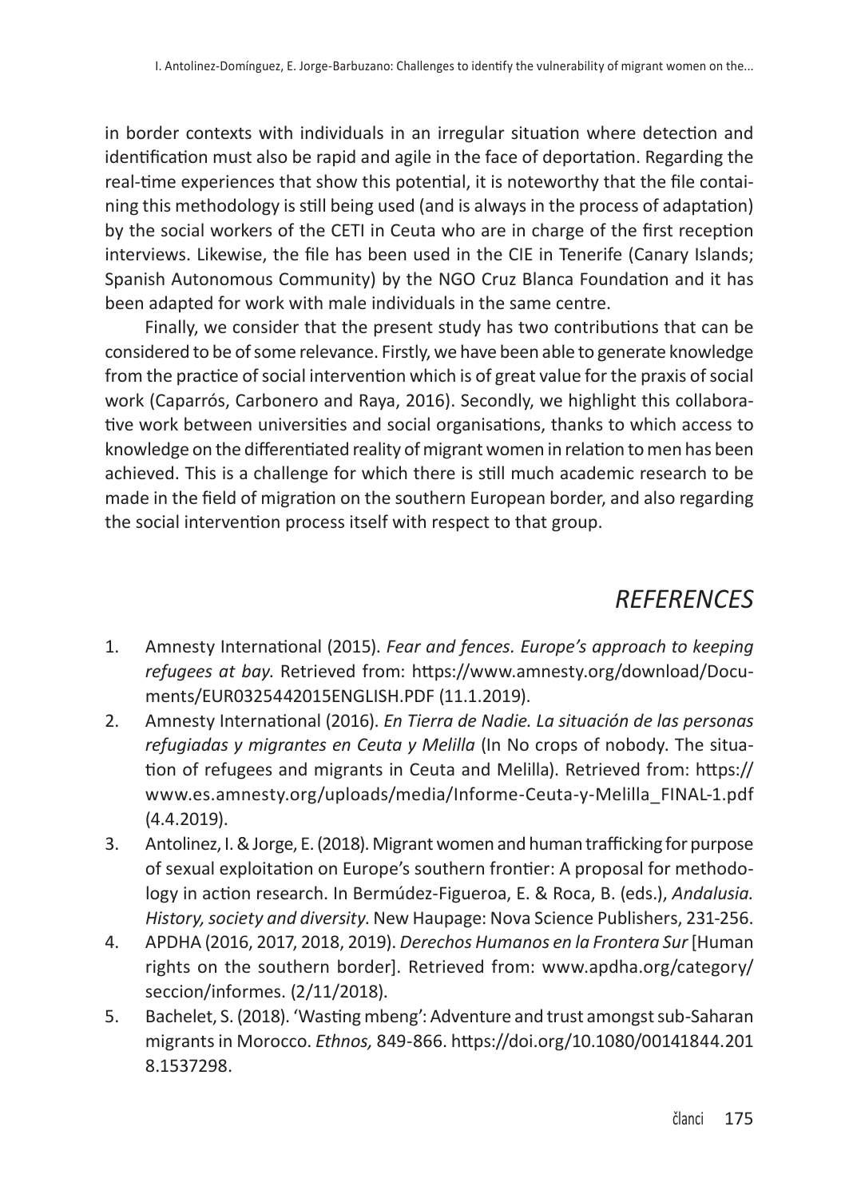in border contexts with individuals in an irregular situation where detection and identification must also be rapid and agile in the face of deportation. Regarding the real-time experiences that show this potential, it is noteworthy that the file containing this methodology is still being used (and is always in the process of adaptation) by the social workers of the CETI in Ceuta who are in charge of the first reception interviews. Likewise, the file has been used in the CIE in Tenerife (Canary Islands; Spanish Autonomous Community) by the NGO Cruz Blanca Foundation and it has been adapted for work with male individuals in the same centre.

Finally, we consider that the present study has two contributions that can be considered to be of some relevance. Firstly, we have been able to generate knowledge from the practice of social intervention which is of great value for the praxis of social work (Caparrós, Carbonero and Raya, 2016). Secondly, we highlight this collaborative work between universities and social organisations, thanks to which access to knowledge on the differentiated reality of migrant women in relation to men has been achieved. This is a challenge for which there is still much academic research to be made in the field of migration on the southern European border, and also regarding the social intervention process itself with respect to that group.

## *REFERENCES*

1. Amnesty International (2015). *Fear and fences. Europe's approach to keeping refugees at bay.* Retrieved from: https://www.amnesty.org/download/Documents/EUR0325442015ENGLISH.PDF (11.1.2019).
2. Amnesty International (2016). *En Tierra de Nadie. La situación de las personas refugiadas y migrantes en Ceuta y Melilla* (In No crops of nobody. The situation of refugees and migrants in Ceuta and Melilla). Retrieved from: https://www.es.amnesty.org/uploads/media/Informe-Ceuta-y-Melilla_FINAL-1.pdf (4.4.2019).
3. Antolinez, I. & Jorge, E. (2018). Migrant women and human trafficking for purpose of sexual exploitation on Europe's southern frontier: A proposal for methodology in action research. In Bermúdez-Figueroa, E. & Roca, B. (eds.), *Andalusia. History, society and diversity*. New Haupage: Nova Science Publishers, 231-256.
4. APDHA (2016, 2017, 2018, 2019). *Derechos Humanos en la Frontera Sur* [Human rights on the southern border]. Retrieved from: www.apdha.org/category/seccion/informes. (2/11/2018).
5. Bachelet, S. (2018). 'Wasting mbeng': Adventure and trust amongst sub-Saharan migrants in Morocco. *Ethnos,* 849-866. https://doi.org/10.1080/00141844.2018.1537298.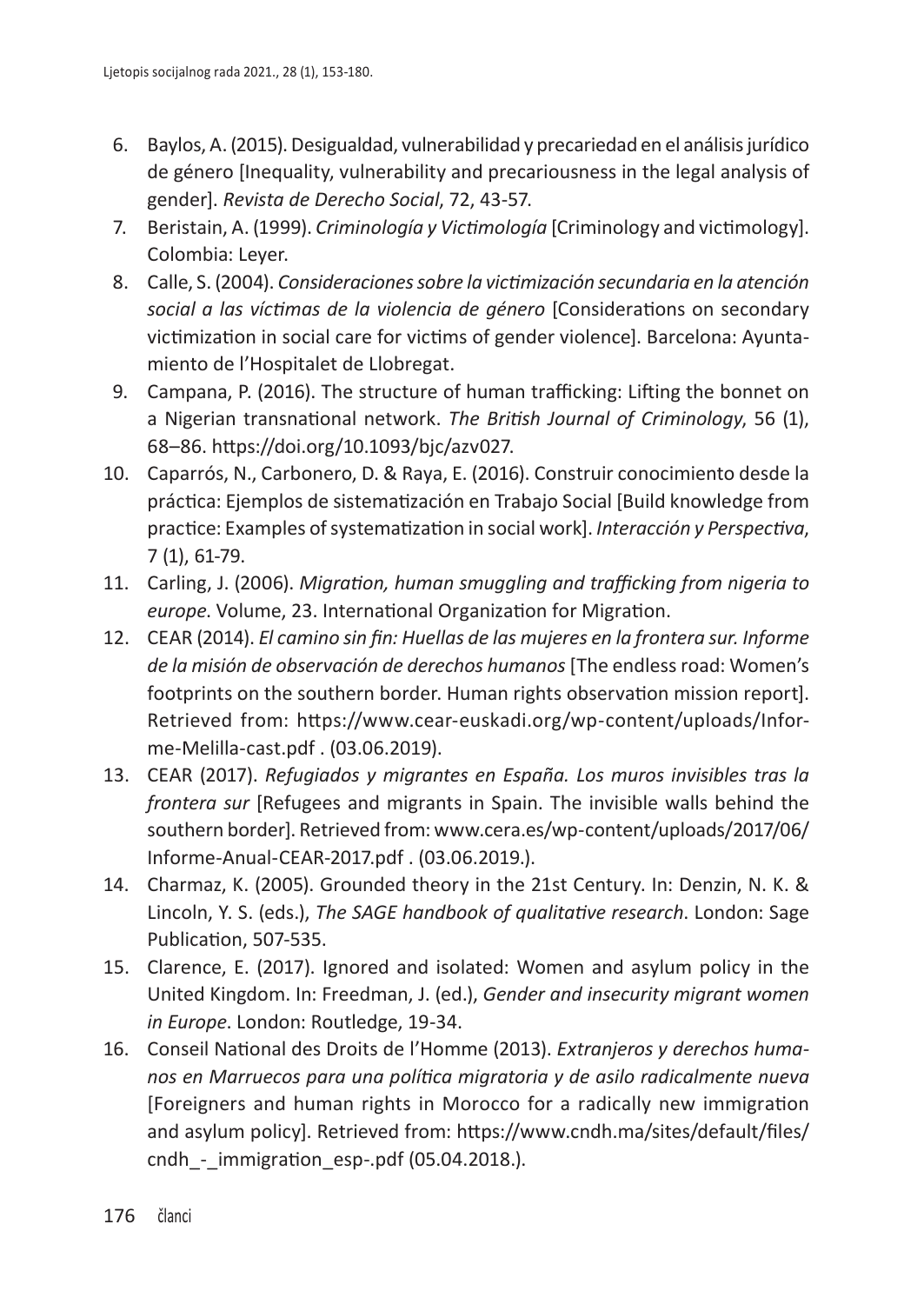6. Baylos, A. (2015). Desigualdad, vulnerabilidad y precariedad en el análisis jurídico de género [Inequality, vulnerability and precariousness in the legal analysis of gender]. *Revista de Derecho Social*, 72, 43-57.
7. Beristain, A. (1999). *Criminología y Victimología* [Criminology and victimology]. Colombia: Leyer.
8. Calle, S. (2004). *Consideraciones sobre la victimización secundaria en la atención social a las víctimas de la violencia de género* [Considerations on secondary victimization in social care for victims of gender violence]. Barcelona: Ayuntamiento de l'Hospitalet de Llobregat.
9. Campana, P. (2016). The structure of human trafficking: Lifting the bonnet on a Nigerian transnational network. *The British Journal of Criminology*, 56 (1), 68–86. https://doi.org/10.1093/bjc/azv027.
10. Caparrós, N., Carbonero, D. & Raya, E. (2016). Construir conocimiento desde la práctica: Ejemplos de sistematización en Trabajo Social [Build knowledge from practice: Examples of systematization in social work]. *Interacción y Perspectiva*, 7 (1), 61-79.
11. Carling, J. (2006). *Migration, human smuggling and trafficking from nigeria to europe*. Volume, 23. International Organization for Migration.
12. CEAR (2014). *El camino sin fin: Huellas de las mujeres en la frontera sur. Informe de la misión de observación de derechos humanos* [The endless road: Women's footprints on the southern border. Human rights observation mission report]. Retrieved from: https://www.cear-euskadi.org/wp-content/uploads/Informe-Melilla-cast.pdf . (03.06.2019).
13. CEAR (2017). *Refugiados y migrantes en España. Los muros invisibles tras la frontera sur* [Refugees and migrants in Spain. The invisible walls behind the southern border]. Retrieved from: www.cera.es/wp-content/uploads/2017/06/Informe-Anual-CEAR-2017.pdf . (03.06.2019.).
14. Charmaz, K. (2005). Grounded theory in the 21st Century. In: Denzin, N. K. & Lincoln, Y. S. (eds.), *The SAGE handbook of qualitative research*. London: Sage Publication, 507-535.
15. Clarence, E. (2017). Ignored and isolated: Women and asylum policy in the United Kingdom. In: Freedman, J. (ed.), *Gender and insecurity migrant women in Europe*. London: Routledge, 19-34.
16. Conseil National des Droits de l'Homme (2013). *Extranjeros y derechos humanos en Marruecos para una política migratoria y de asilo radicalmente nueva* [Foreigners and human rights in Morocco for a radically new immigration and asylum policy]. Retrieved from: https://www.cndh.ma/sites/default/files/cndh_-_immigration_esp-.pdf (05.04.2018.).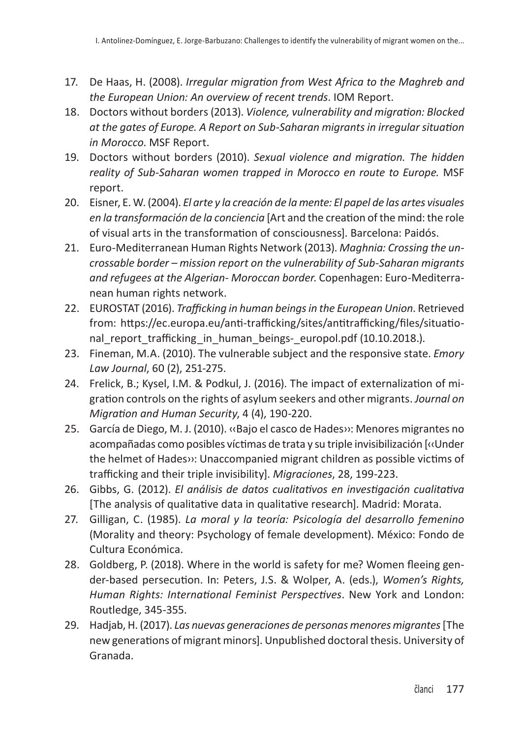17. De Haas, H. (2008). *Irregular migration from West Africa to the Maghreb and the European Union: An overview of recent trends*. IOM Report.
18. Doctors without borders (2013). *Violence, vulnerability and migration: Blocked at the gates of Europe. A Report on Sub-Saharan migrants in irregular situation in Morocco.* MSF Report.
19. Doctors without borders (2010). *Sexual violence and migration. The hidden reality of Sub-Saharan women trapped in Morocco en route to Europe.* MSF report.
20. Eisner, E. W. (2004). *El arte y la creación de la mente: El papel de las artes visuales en la transformación de la conciencia* [Art and the creation of the mind: the role of visual arts in the transformation of consciousness]. Barcelona: Paidós.
21. Euro-Mediterranean Human Rights Network (2013). *Maghnia: Crossing the uncrossable border – mission report on the vulnerability of Sub-Saharan migrants and refugees at the Algerian- Moroccan border.* Copenhagen: Euro-Mediterranean human rights network.
22. EUROSTAT (2016). *Trafficking in human beings in the European Union*. Retrieved from: https://ec.europa.eu/anti-trafficking/sites/antitrafficking/files/situational_report_trafficking_in_human_beings-_europol.pdf (10.10.2018.).
23. Fineman, M.A. (2010). The vulnerable subject and the responsive state. *Emory Law Journal*, 60 (2), 251-275.
24. Frelick, B.; Kysel, I.M. & Podkul, J. (2016). The impact of externalization of migration controls on the rights of asylum seekers and other migrants. *Journal on Migration and Human Security*, 4 (4), 190-220.
25. García de Diego, M. J. (2010). ‹‹Bajo el casco de Hades››: Menores migrantes no acompañadas como posibles víctimas de trata y su triple invisibilización [‹‹Under the helmet of Hades››: Unaccompanied migrant children as possible victims of trafficking and their triple invisibility]. *Migraciones*, 28, 199-223.
26. Gibbs, G. (2012). *El análisis de datos cualitativos en investigación cualitativa* [The analysis of qualitative data in qualitative research]. Madrid: Morata.
27. Gilligan, C. (1985). *La moral y la teoría: Psicología del desarrollo femenino* (Morality and theory: Psychology of female development). México: Fondo de Cultura Económica.
28. Goldberg, P. (2018). Where in the world is safety for me? Women fleeing gender-based persecution. In: Peters, J.S. & Wolper, A. (eds.), *Women's Rights, Human Rights: International Feminist Perspectives*. New York and London: Routledge, 345-355.
29. Hadjab, H. (2017). *Las nuevas generaciones de personas menores migrantes* [The new generations of migrant minors]. Unpublished doctoral thesis. University of Granada.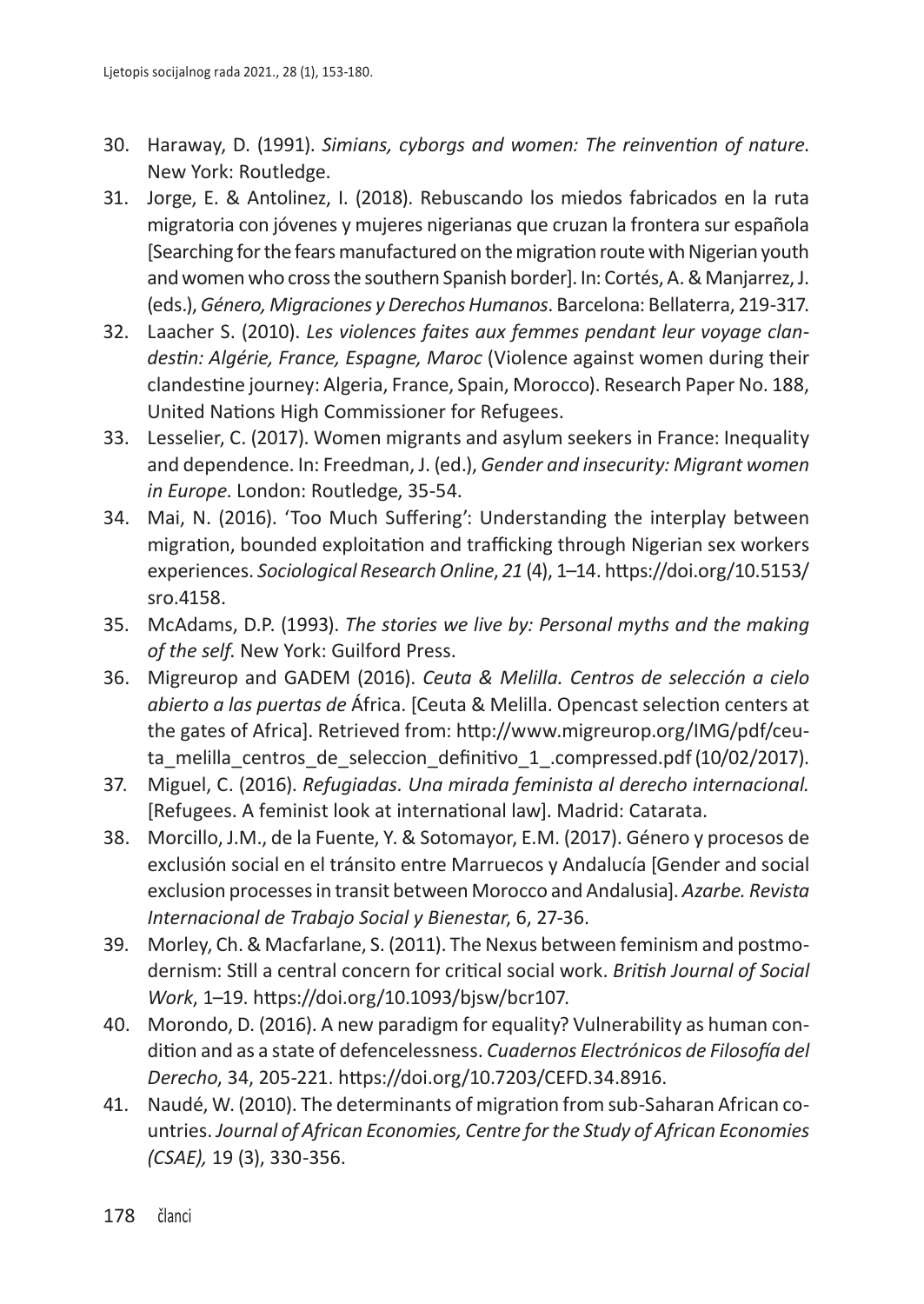30. Haraway, D. (1991). *Simians, cyborgs and women: The reinvention of nature*. New York: Routledge.
31. Jorge, E. & Antolinez, I. (2018). Rebuscando los miedos fabricados en la ruta migratoria con jóvenes y mujeres nigerianas que cruzan la frontera sur española [Searching for the fears manufactured on the migration route with Nigerian youth and women who cross the southern Spanish border]. In: Cortés, A. & Manjarrez, J. (eds.), *Género, Migraciones y Derechos Humanos*. Barcelona: Bellaterra, 219-317.
32. Laacher S. (2010). *Les violences faites aux femmes pendant leur voyage clandestin: Algérie, France, Espagne, Maroc* (Violence against women during their clandestine journey: Algeria, France, Spain, Morocco). Research Paper No. 188, United Nations High Commissioner for Refugees.
33. Lesselier, C. (2017). Women migrants and asylum seekers in France: Inequality and dependence. In: Freedman, J. (ed.), *Gender and insecurity: Migrant women in Europe*. London: Routledge, 35-54.
34. Mai, N. (2016). 'Too Much Suffering': Understanding the interplay between migration, bounded exploitation and trafficking through Nigerian sex workers experiences. *Sociological Research Online*, *21* (4), 1–14. https://doi.org/10.5153/sro.4158.
35. McAdams, D.P. (1993). *The stories we live by: Personal myths and the making of the self.* New York: Guilford Press.
36. Migreurop and GADEM (2016). *Ceuta & Melilla. Centros de selección a cielo abierto a las puertas de* África. [Ceuta & Melilla. Opencast selection centers at the gates of Africa]. Retrieved from: http://www.migreurop.org/IMG/pdf/ceuta_melilla_centros_de_seleccion_definitivo_1_.compressed.pdf (10/02/2017).
37. Miguel, C. (2016). *Refugiadas. Una mirada feminista al derecho internacional.* [Refugees. A feminist look at international law]. Madrid: Catarata.
38. Morcillo, J.M., de la Fuente, Y. & Sotomayor, E.M. (2017). Género y procesos de exclusión social en el tránsito entre Marruecos y Andalucía [Gender and social exclusion processes in transit between Morocco and Andalusia]. *Azarbe. Revista Internacional de Trabajo Social y Bienestar*, 6, 27-36.
39. Morley, Ch. & Macfarlane, S. (2011). The Nexus between feminism and postmodernism: Still a central concern for critical social work. *British Journal of Social Work*, 1–19. https://doi.org/10.1093/bjsw/bcr107.
40. Morondo, D. (2016). A new paradigm for equality? Vulnerability as human condition and as a state of defencelessness. *Cuadernos Electrónicos de Filosofía del Derecho*, 34, 205-221. https://doi.org/10.7203/CEFD.34.8916.
41. Naudé, W. (2010). The determinants of migration from sub-Saharan African countries. *Journal of African Economies, Centre for the Study of African Economies (CSAE),* 19 (3), 330-356.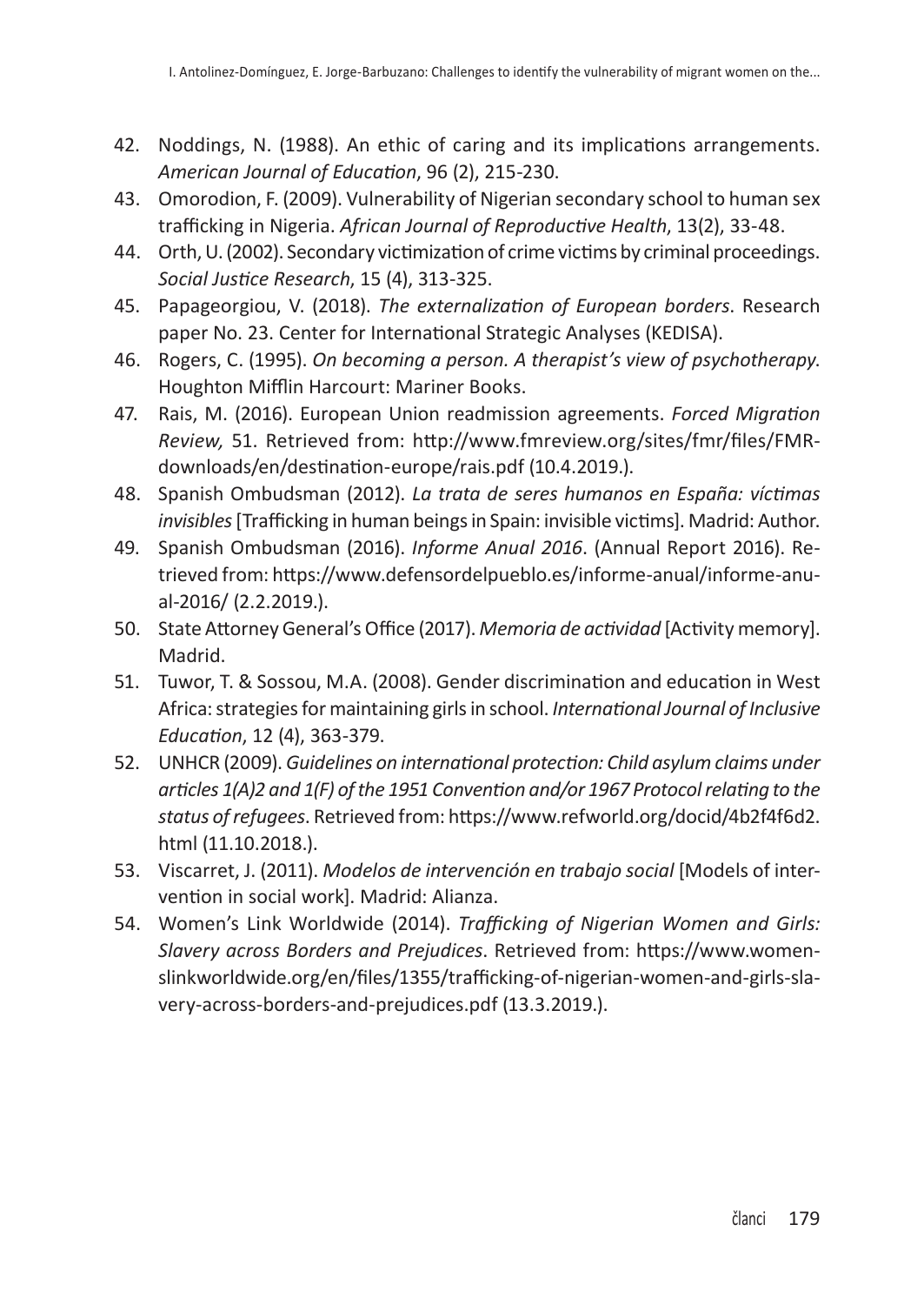42. Noddings, N. (1988). An ethic of caring and its implications arrangements. *American Journal of Education*, 96 (2), 215-230.
43. Omorodion, F. (2009). Vulnerability of Nigerian secondary school to human sex trafficking in Nigeria. *African Journal of Reproductive Health*, 13(2), 33-48.
44. Orth, U. (2002). Secondary victimization of crime victims by criminal proceedings. *Social Justice Research*, 15 (4), 313-325.
45. Papageorgiou, V. (2018). *The externalization of European borders*. Research paper No. 23. Center for International Strategic Analyses (KEDISA).
46. Rogers, C. (1995). *On becoming a person. A therapist's view of psychotherapy.* Houghton Mifflin Harcourt: Mariner Books.
47. Rais, M. (2016). European Union readmission agreements. *Forced Migration Review,* 51. Retrieved from: http://www.fmreview.org/sites/fmr/files/FMR-downloads/en/destination-europe/rais.pdf (10.4.2019.).
48. Spanish Ombudsman (2012). *La trata de seres humanos en España: víctimas invisibles* [Trafficking in human beings in Spain: invisible victims]. Madrid: Author.
49. Spanish Ombudsman (2016). *Informe Anual 2016*. (Annual Report 2016). Retrieved from: https://www.defensordelpueblo.es/informe-anual/informe-anual-2016/ (2.2.2019.).
50. State Attorney General's Office (2017). *Memoria de actividad* [Activity memory]. Madrid.
51. Tuwor, T. & Sossou, M.A. (2008). Gender discrimination and education in West Africa: strategies for maintaining girls in school. *International Journal of Inclusive Education*, 12 (4), 363-379.
52. UNHCR (2009). *Guidelines on international protection: Child asylum claims under articles 1(A)2 and 1(F) of the 1951 Convention and/or 1967 Protocol relating to the status of refugees*. Retrieved from: https://www.refworld.org/docid/4b2f4f6d2.html (11.10.2018.).
53. Viscarret, J. (2011). *Modelos de intervención en trabajo social* [Models of intervention in social work]. Madrid: Alianza.
54. Women's Link Worldwide (2014). *Trafficking of Nigerian Women and Girls: Slavery across Borders and Prejudices*. Retrieved from: https://www.womenslinkworldwide.org/en/files/1355/trafficking-of-nigerian-women-and-girls-slavery-across-borders-and-prejudices.pdf (13.3.2019.).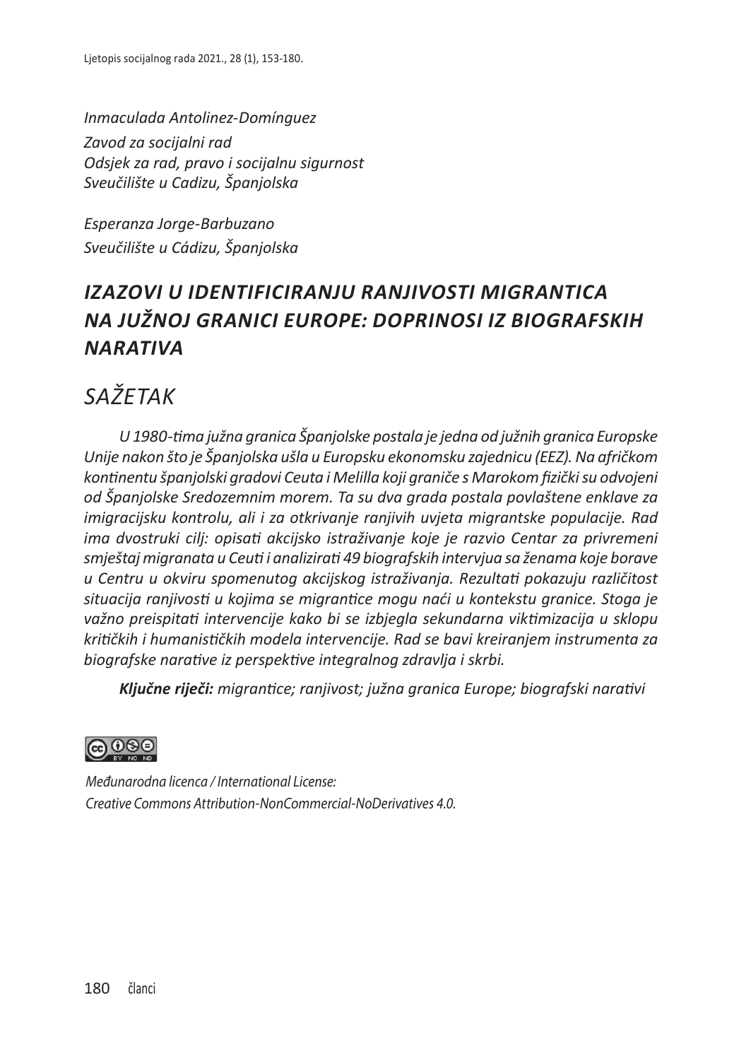*Inmaculada Antolinez-Domínguez*

*Zavod za socijalni rad*
*Odsjek za rad, pravo i socijalnu sigurnost*
*Sveučilište u Cadizu, Španjolska*

*Esperanza Jorge-Barbuzano*
*Sveučilište u Cádizu, Španjolska*

# *IZAZOVI U IDENTIFICIRANJU RANJIVOSTI MIGRANTICA NA JUŽNOJ GRANICI EUROPE: DOPRINOSI IZ BIOGRAFSKIH NARATIVA*

## *SAŽETAK*

*U 1980-tima južna granica Španjolske postala je jedna od južnih granica Europske Unije nakon što je Španjolska ušla u Europsku ekonomsku zajednicu (EEZ). Na afričkom kontinentu španjolski gradovi Ceuta i Melilla koji graniče s Marokom fizički su odvojeni od Španjolske Sredozemnim morem. Ta su dva grada postala povlaštene enklave za imigracijsku kontrolu, ali i za otkrivanje ranjivih uvjeta migrantske populacije. Rad ima dvostruki cilj: opisati akcijsko istraživanje koje je razvio Centar za privremeni smještaj migranata u Ceuti i analizirati 49 biografskih intervjua sa ženama koje borave u Centru u okviru spomenutog akcijskog istraživanja. Rezultati pokazuju različitost situacija ranjivosti u kojima se migrantice mogu naći u kontekstu granice. Stoga je važno preispitati intervencije kako bi se izbjegla sekundarna viktimizacija u sklopu kritičkih i humanističkih modela intervencije. Rad se bavi kreiranjem instrumenta za biografske narative iz perspektive integralnog zdravlja i skrbi.*

***Ključne riječi:*** *migrantice; ranjivost; južna granica Europe; biografski narativi*

*Međunarodna licenca / International License:*
*Creative Commons Attribution-NonCommercial-NoDerivatives 4.0.*